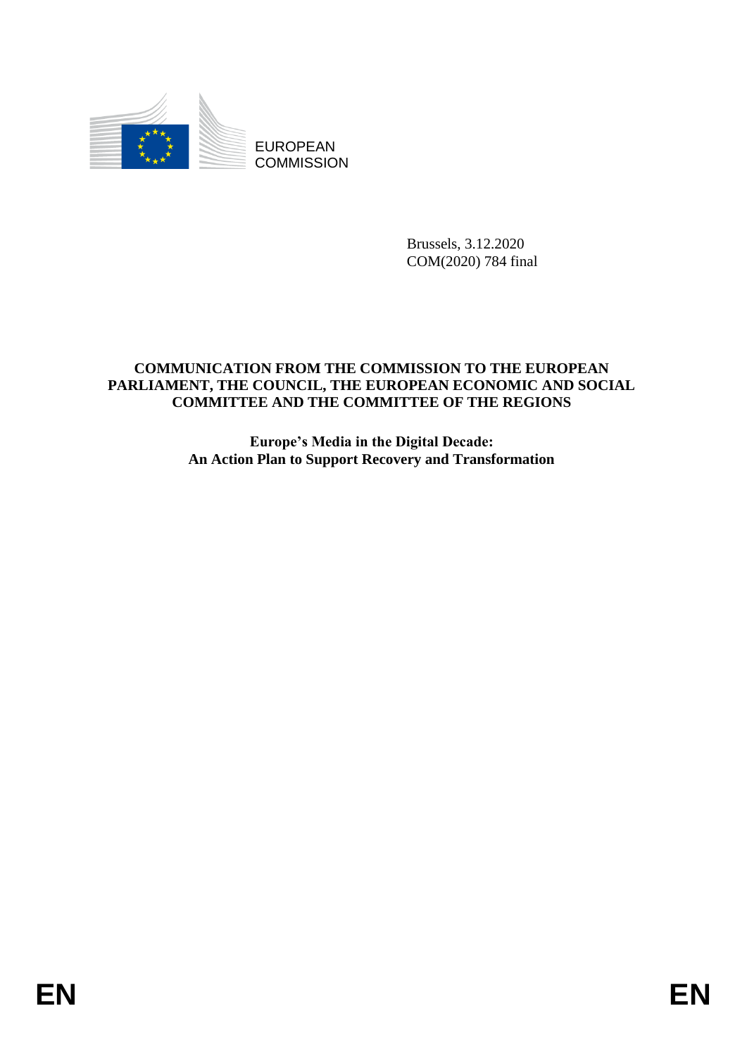EUROPEAN
COMMISSION

Brussels, 3.12.2020
COM(2020) 784 final

**COMMUNICATION FROM THE COMMISSION TO THE EUROPEAN PARLIAMENT, THE COUNCIL, THE EUROPEAN ECONOMIC AND SOCIAL COMMITTEE AND THE COMMITTEE OF THE REGIONS**

# Europe's Media in the Digital Decade: An Action Plan to Support Recovery and Transformation

EN EN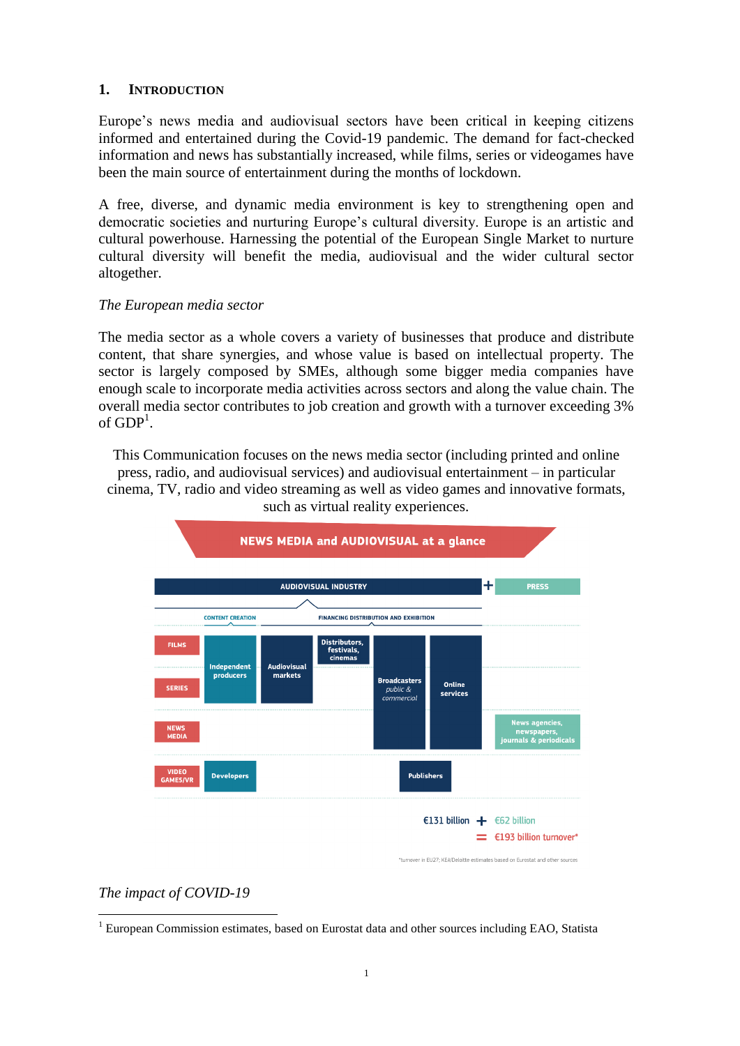## 1. INTRODUCTION

Europe's news media and audiovisual sectors have been critical in keeping citizens informed and entertained during the Covid-19 pandemic. The demand for fact-checked information and news has substantially increased, while films, series or videogames have been the main source of entertainment during the months of lockdown.

A free, diverse, and dynamic media environment is key to strengthening open and democratic societies and nurturing Europe's cultural diversity. Europe is an artistic and cultural powerhouse. Harnessing the potential of the European Single Market to nurture cultural diversity will benefit the media, audiovisual and the wider cultural sector altogether.

*The European media sector*

The media sector as a whole covers a variety of businesses that produce and distribute content, that share synergies, and whose value is based on intellectual property. The sector is largely composed by SMEs, although some bigger media companies have enough scale to incorporate media activities across sectors and along the value chain. The overall media sector contributes to job creation and growth with a turnover exceeding 3% of GDP[1].

This Communication focuses on the news media sector (including printed and online press, radio, and audiovisual services) and audiovisual entertainment – in particular cinema, TV, radio and video streaming as well as video games and innovative formats, such as virtual reality experiences.

**NEWS MEDIA and AUDIOVISUAL at a glance**

AUDIOVISUAL INDUSTRY + PRESS

CONTENT CREATION | FINANCING DISTRIBUTION AND EXHIBITION

FILMS · SERIES · NEWS MEDIA · VIDEO GAMES/VR

Independent producers · Audiovisual markets · Distributors, festivals, cinemas · Broadcasters *public & commercial* · Online services · News agencies, newspapers, journals & periodicals · Developers · Publishers

€131 billion + €62 billion = €193 billion turnover*

*turnover in EU27; KEA/Deloitte estimates based on Eurostat and other sources

*The impact of COVID-19*

[1] European Commission estimates, based on Eurostat data and other sources including EAO, Statista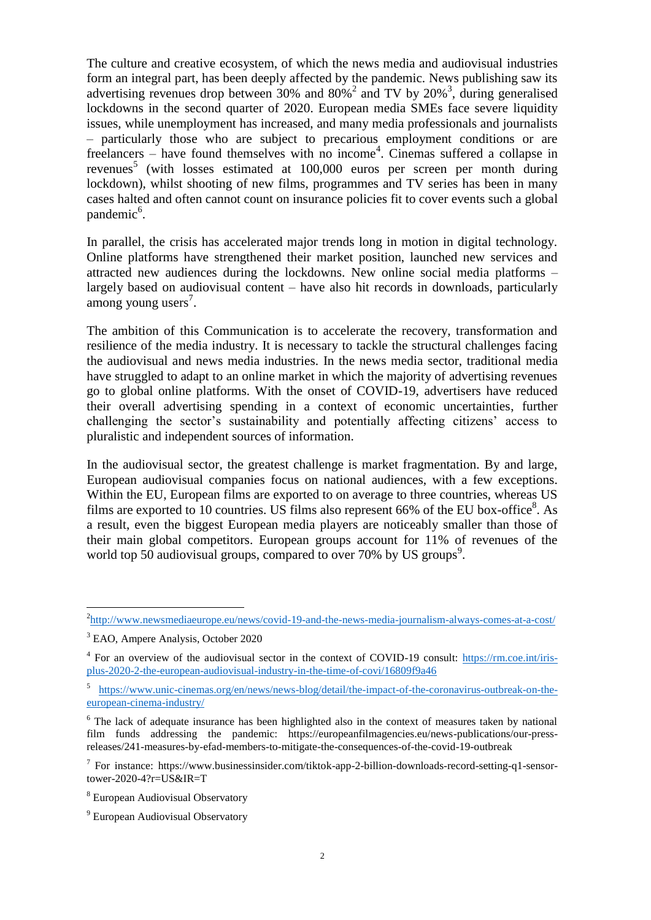The culture and creative ecosystem, of which the news media and audiovisual industries form an integral part, has been deeply affected by the pandemic. News publishing saw its advertising revenues drop between 30% and 80%[2] and TV by 20%[3], during generalised lockdowns in the second quarter of 2020. European media SMEs face severe liquidity issues, while unemployment has increased, and many media professionals and journalists – particularly those who are subject to precarious employment conditions or are freelancers – have found themselves with no income[4]. Cinemas suffered a collapse in revenues[5] (with losses estimated at 100,000 euros per screen per month during lockdown), whilst shooting of new films, programmes and TV series has been in many cases halted and often cannot count on insurance policies fit to cover events such a global pandemic[6].

In parallel, the crisis has accelerated major trends long in motion in digital technology. Online platforms have strengthened their market position, launched new services and attracted new audiences during the lockdowns. New online social media platforms – largely based on audiovisual content – have also hit records in downloads, particularly among young users[7].

The ambition of this Communication is to accelerate the recovery, transformation and resilience of the media industry. It is necessary to tackle the structural challenges facing the audiovisual and news media industries. In the news media sector, traditional media have struggled to adapt to an online market in which the majority of advertising revenues go to global online platforms. With the onset of COVID-19, advertisers have reduced their overall advertising spending in a context of economic uncertainties, further challenging the sector's sustainability and potentially affecting citizens' access to pluralistic and independent sources of information.

In the audiovisual sector, the greatest challenge is market fragmentation. By and large, European audiovisual companies focus on national audiences, with a few exceptions. Within the EU, European films are exported to on average to three countries, whereas US films are exported to 10 countries. US films also represent 66% of the EU box-office[8]. As a result, even the biggest European media players are noticeably smaller than those of their main global competitors. European groups account for 11% of revenues of the world top 50 audiovisual groups, compared to over 70% by US groups[9].

---

[2] http://www.newsmediaeurope.eu/news/covid-19-and-the-news-media-journalism-always-comes-at-a-cost/

[3] EAO, Ampere Analysis, October 2020

[4] For an overview of the audiovisual sector in the context of COVID-19 consult: https://rm.coe.int/iris-plus-2020-2-the-european-audiovisual-industry-in-the-time-of-covi/16809f9a46

[5] https://www.unic-cinemas.org/en/news/news-blog/detail/the-impact-of-the-coronavirus-outbreak-on-the-european-cinema-industry/

[6] The lack of adequate insurance has been highlighted also in the context of measures taken by national film funds addressing the pandemic: https://europeanfilmagencies.eu/news-publications/our-press-releases/241-measures-by-efad-members-to-mitigate-the-consequences-of-the-covid-19-outbreak

[7] For instance: https://www.businessinsider.com/tiktok-app-2-billion-downloads-record-setting-q1-sensor-tower-2020-4?r=US&IR=T

[8] European Audiovisual Observatory

[9] European Audiovisual Observatory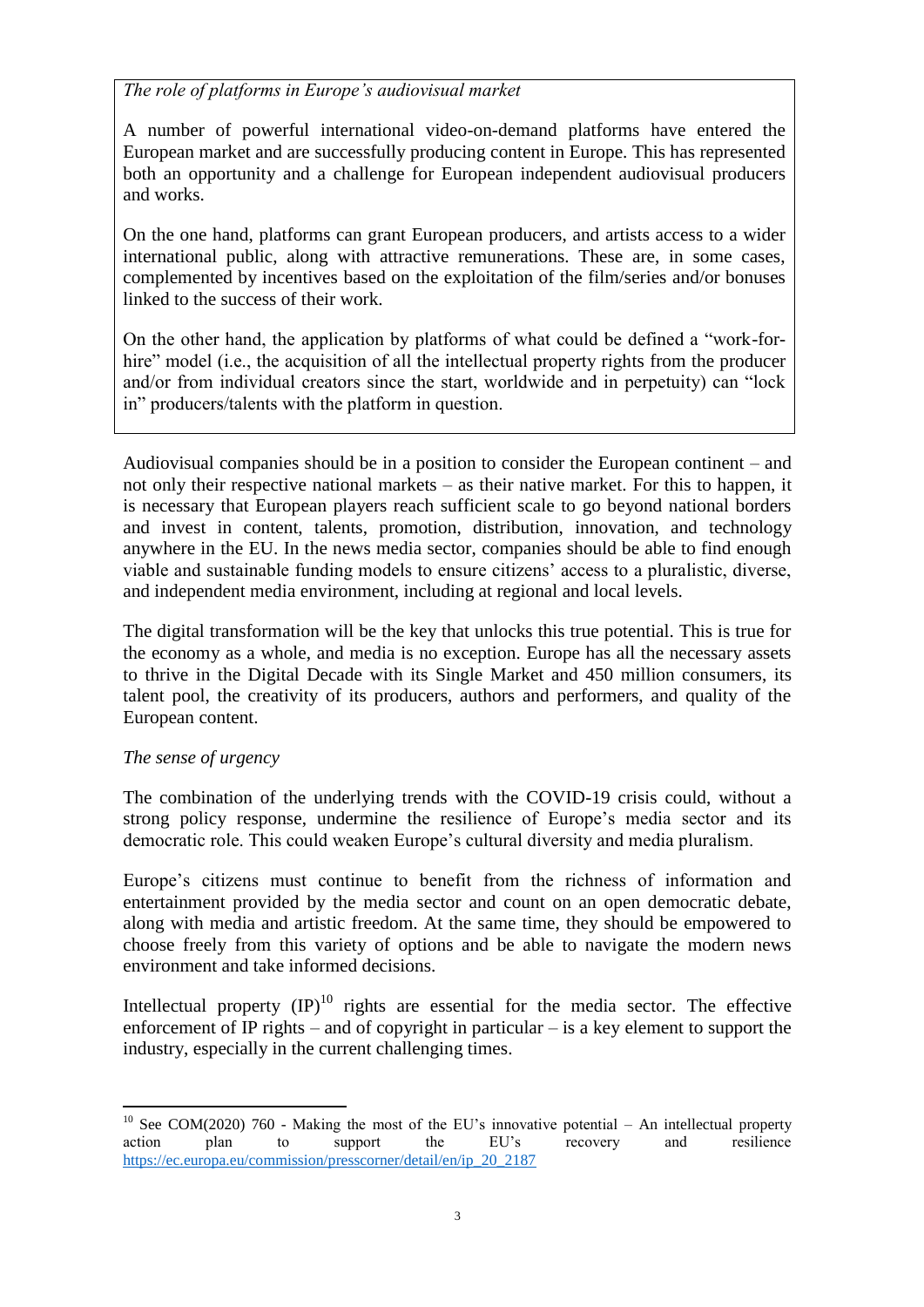*The role of platforms in Europe's audiovisual market*

A number of powerful international video-on-demand platforms have entered the European market and are successfully producing content in Europe. This has represented both an opportunity and a challenge for European independent audiovisual producers and works.

On the one hand, platforms can grant European producers, and artists access to a wider international public, along with attractive remunerations. These are, in some cases, complemented by incentives based on the exploitation of the film/series and/or bonuses linked to the success of their work.

On the other hand, the application by platforms of what could be defined a "work-for-hire" model (i.e., the acquisition of all the intellectual property rights from the producer and/or from individual creators since the start, worldwide and in perpetuity) can "lock in" producers/talents with the platform in question.

Audiovisual companies should be in a position to consider the European continent – and not only their respective national markets – as their native market. For this to happen, it is necessary that European players reach sufficient scale to go beyond national borders and invest in content, talents, promotion, distribution, innovation, and technology anywhere in the EU. In the news media sector, companies should be able to find enough viable and sustainable funding models to ensure citizens' access to a pluralistic, diverse, and independent media environment, including at regional and local levels.

The digital transformation will be the key that unlocks this true potential. This is true for the economy as a whole, and media is no exception. Europe has all the necessary assets to thrive in the Digital Decade with its Single Market and 450 million consumers, its talent pool, the creativity of its producers, authors and performers, and quality of the European content.

*The sense of urgency*

The combination of the underlying trends with the COVID-19 crisis could, without a strong policy response, undermine the resilience of Europe's media sector and its democratic role. This could weaken Europe's cultural diversity and media pluralism.

Europe's citizens must continue to benefit from the richness of information and entertainment provided by the media sector and count on an open democratic debate, along with media and artistic freedom. At the same time, they should be empowered to choose freely from this variety of options and be able to navigate the modern news environment and take informed decisions.

Intellectual property (IP)[10] rights are essential for the media sector. The effective enforcement of IP rights – and of copyright in particular – is a key element to support the industry, especially in the current challenging times.

[10] See COM(2020) 760 - Making the most of the EU's innovative potential – An intellectual property action plan to support the EU's recovery and resilience https://ec.europa.eu/commission/presscorner/detail/en/ip_20_2187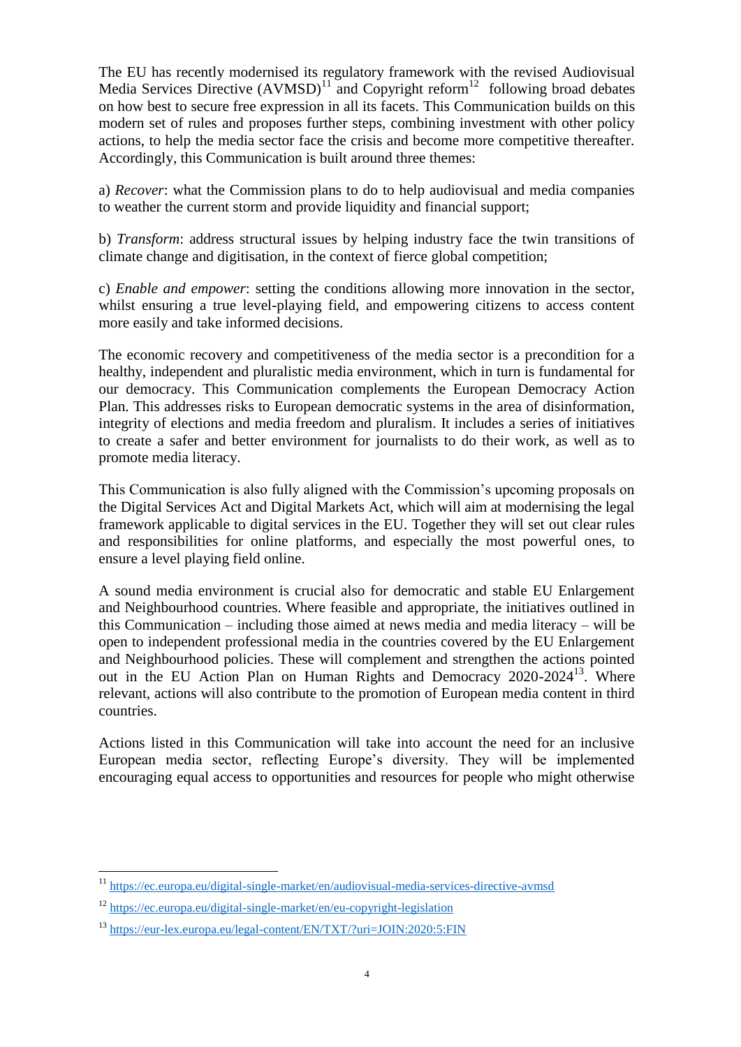The EU has recently modernised its regulatory framework with the revised Audiovisual Media Services Directive (AVMSD)[11] and Copyright reform[12] following broad debates on how best to secure free expression in all its facets. This Communication builds on this modern set of rules and proposes further steps, combining investment with other policy actions, to help the media sector face the crisis and become more competitive thereafter. Accordingly, this Communication is built around three themes:

a) *Recover*: what the Commission plans to do to help audiovisual and media companies to weather the current storm and provide liquidity and financial support;

b) *Transform*: address structural issues by helping industry face the twin transitions of climate change and digitisation, in the context of fierce global competition;

c) *Enable and empower*: setting the conditions allowing more innovation in the sector, whilst ensuring a true level-playing field, and empowering citizens to access content more easily and take informed decisions.

The economic recovery and competitiveness of the media sector is a precondition for a healthy, independent and pluralistic media environment, which in turn is fundamental for our democracy. This Communication complements the European Democracy Action Plan. This addresses risks to European democratic systems in the area of disinformation, integrity of elections and media freedom and pluralism. It includes a series of initiatives to create a safer and better environment for journalists to do their work, as well as to promote media literacy.

This Communication is also fully aligned with the Commission's upcoming proposals on the Digital Services Act and Digital Markets Act, which will aim at modernising the legal framework applicable to digital services in the EU. Together they will set out clear rules and responsibilities for online platforms, and especially the most powerful ones, to ensure a level playing field online.

A sound media environment is crucial also for democratic and stable EU Enlargement and Neighbourhood countries. Where feasible and appropriate, the initiatives outlined in this Communication – including those aimed at news media and media literacy – will be open to independent professional media in the countries covered by the EU Enlargement and Neighbourhood policies. These will complement and strengthen the actions pointed out in the EU Action Plan on Human Rights and Democracy 2020-2024[13]. Where relevant, actions will also contribute to the promotion of European media content in third countries.

Actions listed in this Communication will take into account the need for an inclusive European media sector, reflecting Europe's diversity. They will be implemented encouraging equal access to opportunities and resources for people who might otherwise

---

[11] https://ec.europa.eu/digital-single-market/en/audiovisual-media-services-directive-avmsd

[12] https://ec.europa.eu/digital-single-market/en/eu-copyright-legislation

[13] https://eur-lex.europa.eu/legal-content/EN/TXT/?uri=JOIN:2020:5:FIN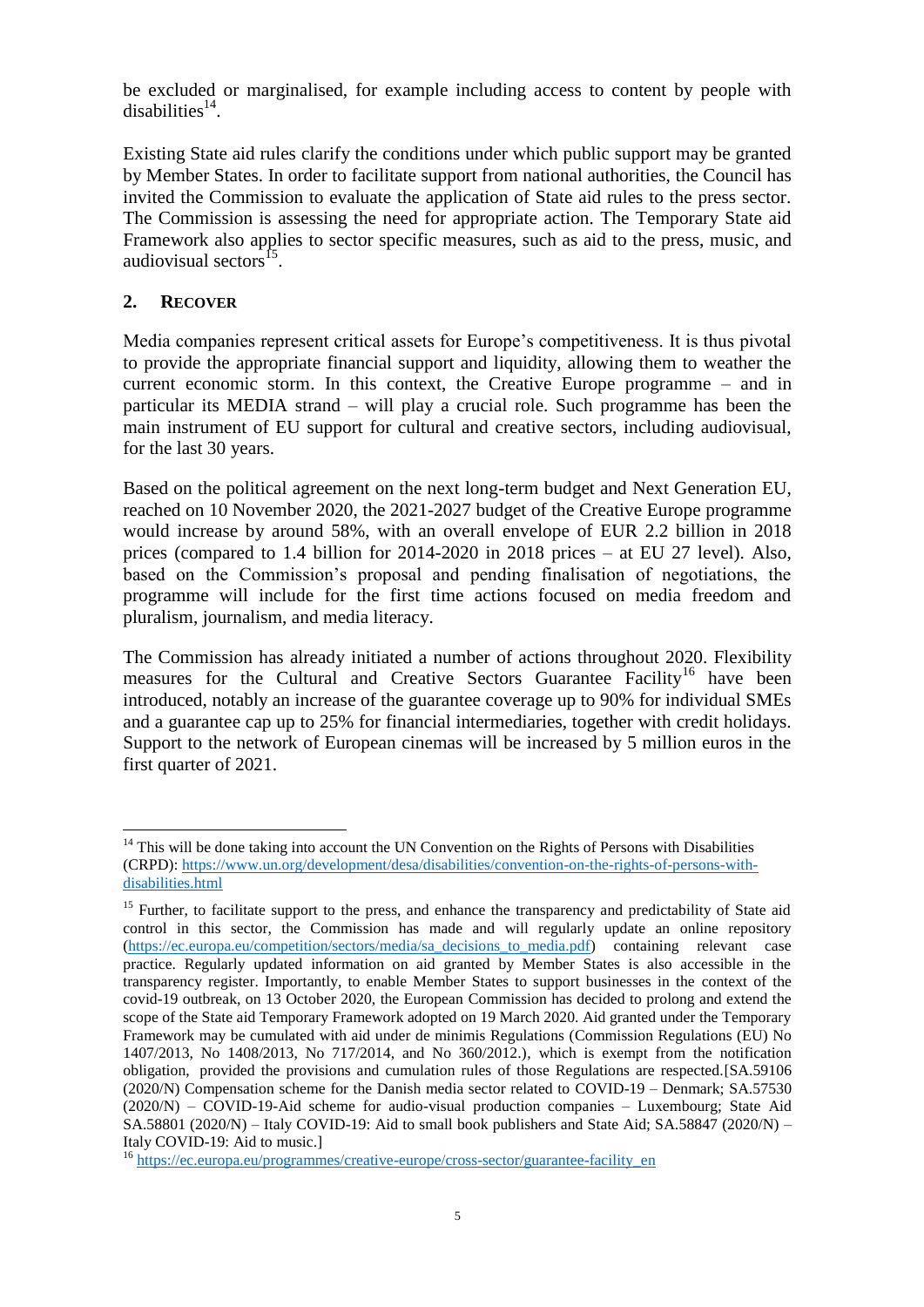be excluded or marginalised, for example including access to content by people with disabilities[14].

Existing State aid rules clarify the conditions under which public support may be granted by Member States. In order to facilitate support from national authorities, the Council has invited the Commission to evaluate the application of State aid rules to the press sector. The Commission is assessing the need for appropriate action. The Temporary State aid Framework also applies to sector specific measures, such as aid to the press, music, and audiovisual sectors[15].

## 2. RECOVER

Media companies represent critical assets for Europe's competitiveness. It is thus pivotal to provide the appropriate financial support and liquidity, allowing them to weather the current economic storm. In this context, the Creative Europe programme – and in particular its MEDIA strand – will play a crucial role. Such programme has been the main instrument of EU support for cultural and creative sectors, including audiovisual, for the last 30 years.

Based on the political agreement on the next long-term budget and Next Generation EU, reached on 10 November 2020, the 2021-2027 budget of the Creative Europe programme would increase by around 58%, with an overall envelope of EUR 2.2 billion in 2018 prices (compared to 1.4 billion for 2014-2020 in 2018 prices – at EU 27 level). Also, based on the Commission's proposal and pending finalisation of negotiations, the programme will include for the first time actions focused on media freedom and pluralism, journalism, and media literacy.

The Commission has already initiated a number of actions throughout 2020. Flexibility measures for the Cultural and Creative Sectors Guarantee Facility[16] have been introduced, notably an increase of the guarantee coverage up to 90% for individual SMEs and a guarantee cap up to 25% for financial intermediaries, together with credit holidays. Support to the network of European cinemas will be increased by 5 million euros in the first quarter of 2021.

---

[14] This will be done taking into account the UN Convention on the Rights of Persons with Disabilities (CRPD): https://www.un.org/development/desa/disabilities/convention-on-the-rights-of-persons-with-disabilities.html

[15] Further, to facilitate support to the press, and enhance the transparency and predictability of State aid control in this sector, the Commission has made and will regularly update an online repository (https://ec.europa.eu/competition/sectors/media/sa_decisions_to_media.pdf) containing relevant case practice. Regularly updated information on aid granted by Member States is also accessible in the transparency register. Importantly, to enable Member States to support businesses in the context of the covid-19 outbreak, on 13 October 2020, the European Commission has decided to prolong and extend the scope of the State aid Temporary Framework adopted on 19 March 2020. Aid granted under the Temporary Framework may be cumulated with aid under de minimis Regulations (Commission Regulations (EU) No 1407/2013, No 1408/2013, No 717/2014, and No 360/2012.), which is exempt from the notification obligation, provided the provisions and cumulation rules of those Regulations are respected.[SA.59106 (2020/N) Compensation scheme for the Danish media sector related to COVID-19 – Denmark; SA.57530 (2020/N) – COVID-19-Aid scheme for audio-visual production companies – Luxembourg; State Aid SA.58801 (2020/N) – Italy COVID-19: Aid to small book publishers and State Aid; SA.58847 (2020/N) – Italy COVID-19: Aid to music.]

[16] https://ec.europa.eu/programmes/creative-europe/cross-sector/guarantee-facility_en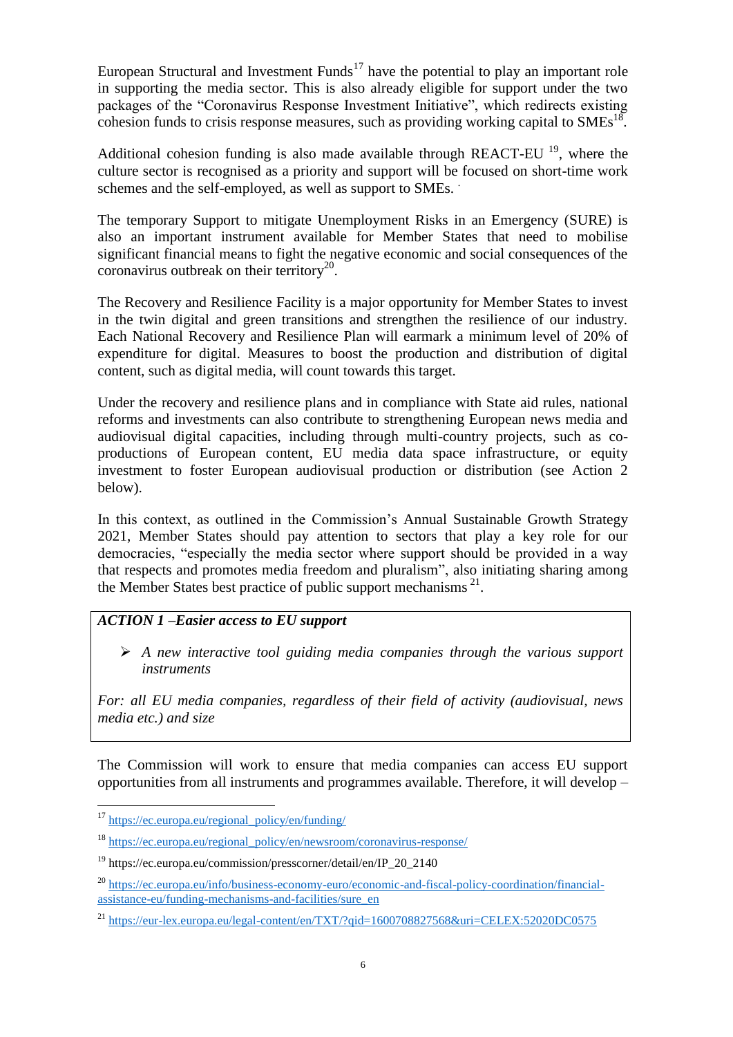European Structural and Investment Funds[17] have the potential to play an important role in supporting the media sector. This is also already eligible for support under the two packages of the "Coronavirus Response Investment Initiative", which redirects existing cohesion funds to crisis response measures, such as providing working capital to SMEs[18].

Additional cohesion funding is also made available through REACT-EU [19], where the culture sector is recognised as a priority and support will be focused on short-time work schemes and the self-employed, as well as support to SMEs.

The temporary Support to mitigate Unemployment Risks in an Emergency (SURE) is also an important instrument available for Member States that need to mobilise significant financial means to fight the negative economic and social consequences of the coronavirus outbreak on their territory[20].

The Recovery and Resilience Facility is a major opportunity for Member States to invest in the twin digital and green transitions and strengthen the resilience of our industry. Each National Recovery and Resilience Plan will earmark a minimum level of 20% of expenditure for digital. Measures to boost the production and distribution of digital content, such as digital media, will count towards this target.

Under the recovery and resilience plans and in compliance with State aid rules, national reforms and investments can also contribute to strengthening European news media and audiovisual digital capacities, including through multi-country projects, such as co-productions of European content, EU media data space infrastructure, or equity investment to foster European audiovisual production or distribution (see Action 2 below).

In this context, as outlined in the Commission's Annual Sustainable Growth Strategy 2021, Member States should pay attention to sectors that play a key role for our democracies, "especially the media sector where support should be provided in a way that respects and promotes media freedom and pluralism", also initiating sharing among the Member States best practice of public support mechanisms [21].

> ***ACTION 1 –Easier access to EU support***
>
> - *A new interactive tool guiding media companies through the various support instruments*
>
> *For: all EU media companies, regardless of their field of activity (audiovisual, news media etc.) and size*

The Commission will work to ensure that media companies can access EU support opportunities from all instruments and programmes available. Therefore, it will develop –

---

[17] https://ec.europa.eu/regional_policy/en/funding/

[18] https://ec.europa.eu/regional_policy/en/newsroom/coronavirus-response/

[19] https://ec.europa.eu/commission/presscorner/detail/en/IP_20_2140

[20] https://ec.europa.eu/info/business-economy-euro/economic-and-fiscal-policy-coordination/financial-assistance-eu/funding-mechanisms-and-facilities/sure_en

[21] https://eur-lex.europa.eu/legal-content/en/TXT/?qid=1600708827568&uri=CELEX:52020DC0575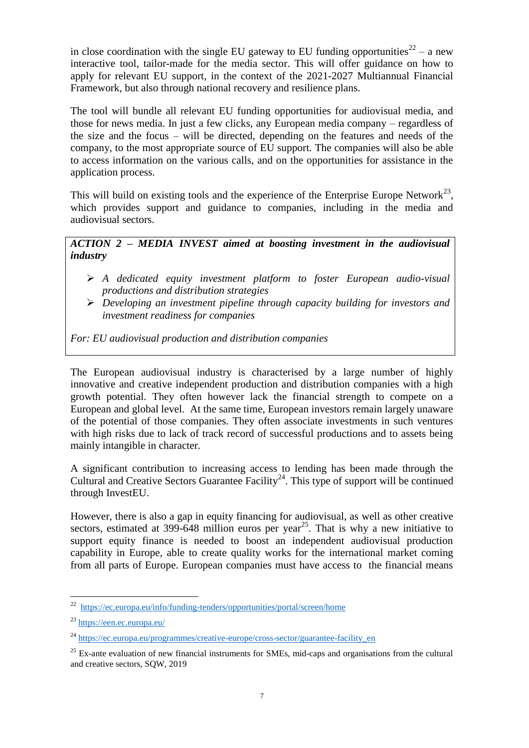in close coordination with the single EU gateway to EU funding opportunities[22] – a new interactive tool, tailor-made for the media sector. This will offer guidance on how to apply for relevant EU support, in the context of the 2021-2027 Multiannual Financial Framework, but also through national recovery and resilience plans.

The tool will bundle all relevant EU funding opportunities for audiovisual media, and those for news media. In just a few clicks, any European media company – regardless of the size and the focus – will be directed, depending on the features and needs of the company, to the most appropriate source of EU support. The companies will also be able to access information on the various calls, and on the opportunities for assistance in the application process.

This will build on existing tools and the experience of the Enterprise Europe Network[23], which provides support and guidance to companies, including in the media and audiovisual sectors.

> ***ACTION 2 – MEDIA INVEST aimed at boosting investment in the audiovisual industry***
>
> - *A dedicated equity investment platform to foster European audio-visual productions and distribution strategies*
> - *Developing an investment pipeline through capacity building for investors and investment readiness for companies*
>
> *For: EU audiovisual production and distribution companies*

The European audiovisual industry is characterised by a large number of highly innovative and creative independent production and distribution companies with a high growth potential. They often however lack the financial strength to compete on a European and global level. At the same time, European investors remain largely unaware of the potential of those companies. They often associate investments in such ventures with high risks due to lack of track record of successful productions and to assets being mainly intangible in character.

A significant contribution to increasing access to lending has been made through the Cultural and Creative Sectors Guarantee Facility[24]. This type of support will be continued through InvestEU.

However, there is also a gap in equity financing for audiovisual, as well as other creative sectors, estimated at 399-648 million euros per year[25]. That is why a new initiative to support equity finance is needed to boost an independent audiovisual production capability in Europe, able to create quality works for the international market coming from all parts of Europe. European companies must have access to the financial means

---

[22] https://ec.europa.eu/info/funding-tenders/opportunities/portal/screen/home

[23] https://een.ec.europa.eu/

[24] https://ec.europa.eu/programmes/creative-europe/cross-sector/guarantee-facility_en

[25] Ex-ante evaluation of new financial instruments for SMEs, mid-caps and organisations from the cultural and creative sectors, SQW, 2019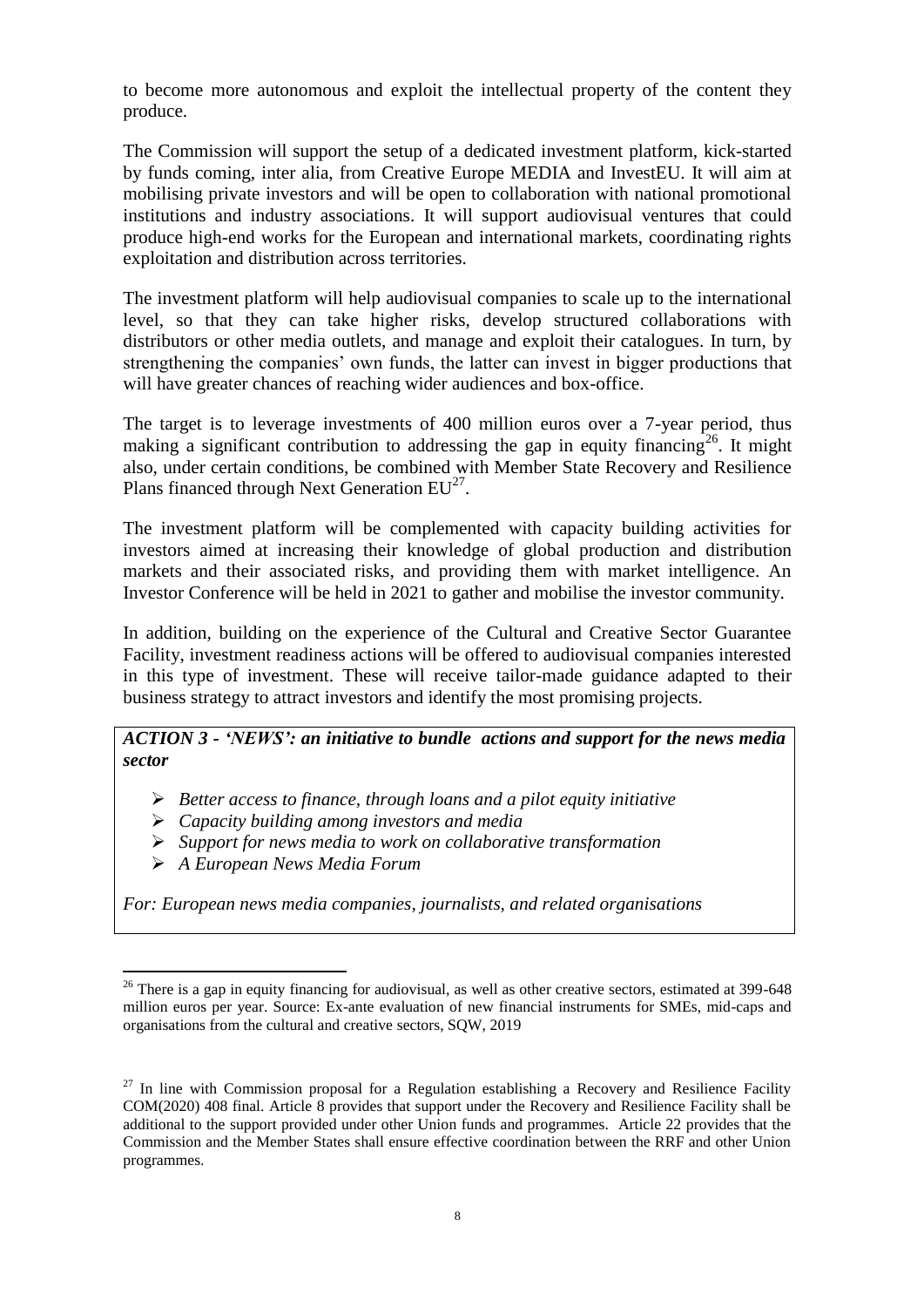to become more autonomous and exploit the intellectual property of the content they produce.

The Commission will support the setup of a dedicated investment platform, kick-started by funds coming, inter alia, from Creative Europe MEDIA and InvestEU. It will aim at mobilising private investors and will be open to collaboration with national promotional institutions and industry associations. It will support audiovisual ventures that could produce high-end works for the European and international markets, coordinating rights exploitation and distribution across territories.

The investment platform will help audiovisual companies to scale up to the international level, so that they can take higher risks, develop structured collaborations with distributors or other media outlets, and manage and exploit their catalogues. In turn, by strengthening the companies' own funds, the latter can invest in bigger productions that will have greater chances of reaching wider audiences and box-office.

The target is to leverage investments of 400 million euros over a 7-year period, thus making a significant contribution to addressing the gap in equity financing[26]. It might also, under certain conditions, be combined with Member State Recovery and Resilience Plans financed through Next Generation EU[27].

The investment platform will be complemented with capacity building activities for investors aimed at increasing their knowledge of global production and distribution markets and their associated risks, and providing them with market intelligence. An Investor Conference will be held in 2021 to gather and mobilise the investor community.

In addition, building on the experience of the Cultural and Creative Sector Guarantee Facility, investment readiness actions will be offered to audiovisual companies interested in this type of investment. These will receive tailor-made guidance adapted to their business strategy to attract investors and identify the most promising projects.

***ACTION 3 - 'NEWS': an initiative to bundle actions and support for the news media sector***

- *Better access to finance, through loans and a pilot equity initiative*
- *Capacity building among investors and media*
- *Support for news media to work on collaborative transformation*
- *A European News Media Forum*

*For: European news media companies, journalists, and related organisations*

---

[26] There is a gap in equity financing for audiovisual, as well as other creative sectors, estimated at 399-648 million euros per year. Source: Ex-ante evaluation of new financial instruments for SMEs, mid-caps and organisations from the cultural and creative sectors, SQW, 2019

[27] In line with Commission proposal for a Regulation establishing a Recovery and Resilience Facility COM(2020) 408 final. Article 8 provides that support under the Recovery and Resilience Facility shall be additional to the support provided under other Union funds and programmes. Article 22 provides that the Commission and the Member States shall ensure effective coordination between the RRF and other Union programmes.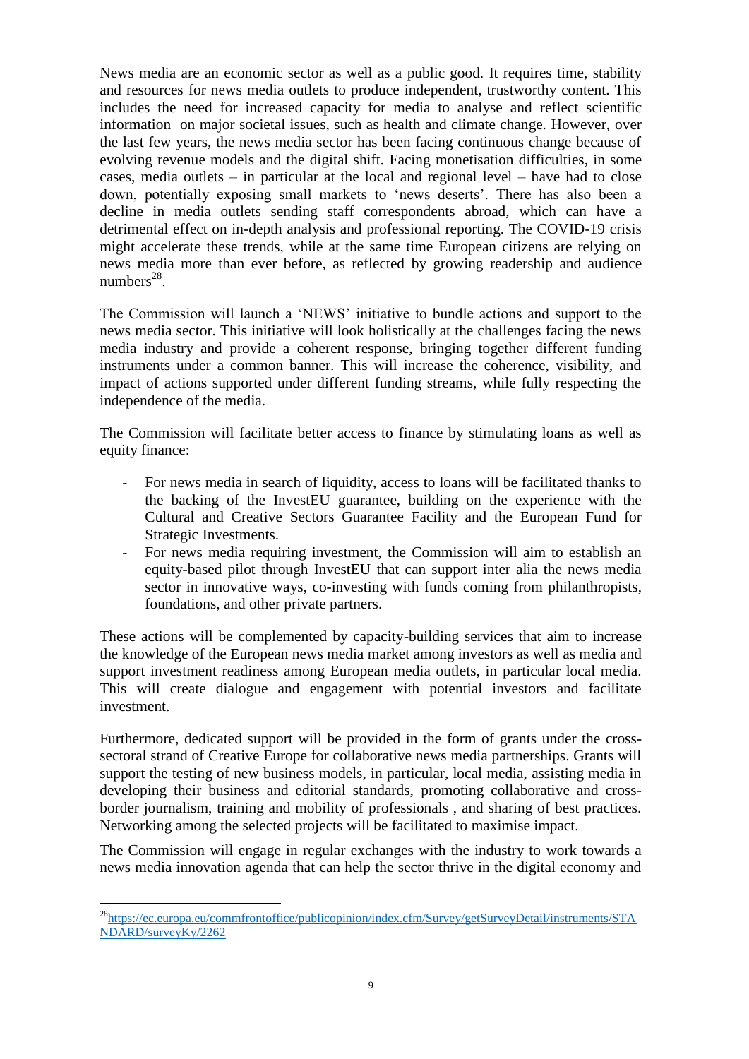News media are an economic sector as well as a public good. It requires time, stability and resources for news media outlets to produce independent, trustworthy content. This includes the need for increased capacity for media to analyse and reflect scientific information on major societal issues, such as health and climate change. However, over the last few years, the news media sector has been facing continuous change because of evolving revenue models and the digital shift. Facing monetisation difficulties, in some cases, media outlets – in particular at the local and regional level – have had to close down, potentially exposing small markets to 'news deserts'. There has also been a decline in media outlets sending staff correspondents abroad, which can have a detrimental effect on in-depth analysis and professional reporting. The COVID-19 crisis might accelerate these trends, while at the same time European citizens are relying on news media more than ever before, as reflected by growing readership and audience numbers[28].

The Commission will launch a 'NEWS' initiative to bundle actions and support to the news media sector. This initiative will look holistically at the challenges facing the news media industry and provide a coherent response, bringing together different funding instruments under a common banner. This will increase the coherence, visibility, and impact of actions supported under different funding streams, while fully respecting the independence of the media.

The Commission will facilitate better access to finance by stimulating loans as well as equity finance:

- For news media in search of liquidity, access to loans will be facilitated thanks to the backing of the InvestEU guarantee, building on the experience with the Cultural and Creative Sectors Guarantee Facility and the European Fund for Strategic Investments.
- For news media requiring investment, the Commission will aim to establish an equity-based pilot through InvestEU that can support inter alia the news media sector in innovative ways, co-investing with funds coming from philanthropists, foundations, and other private partners.

These actions will be complemented by capacity-building services that aim to increase the knowledge of the European news media market among investors as well as media and support investment readiness among European media outlets, in particular local media. This will create dialogue and engagement with potential investors and facilitate investment.

Furthermore, dedicated support will be provided in the form of grants under the cross-sectoral strand of Creative Europe for collaborative news media partnerships. Grants will support the testing of new business models, in particular, local media, assisting media in developing their business and editorial standards, promoting collaborative and cross-border journalism, training and mobility of professionals , and sharing of best practices. Networking among the selected projects will be facilitated to maximise impact.

The Commission will engage in regular exchanges with the industry to work towards a news media innovation agenda that can help the sector thrive in the digital economy and

[28] https://ec.europa.eu/commfrontoffice/publicopinion/index.cfm/Survey/getSurveyDetail/instruments/STANDARD/surveyKy/2262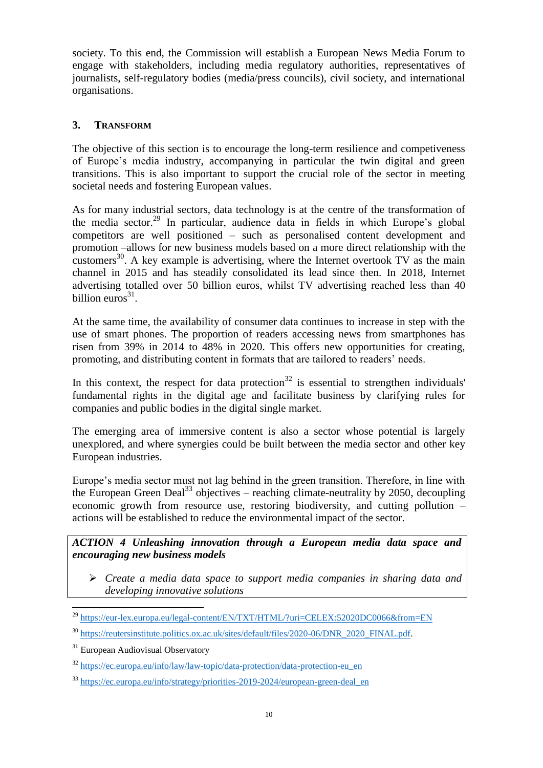society. To this end, the Commission will establish a European News Media Forum to engage with stakeholders, including media regulatory authorities, representatives of journalists, self-regulatory bodies (media/press councils), civil society, and international organisations.

## 3. TRANSFORM

The objective of this section is to encourage the long-term resilience and competiveness of Europe's media industry, accompanying in particular the twin digital and green transitions. This is also important to support the crucial role of the sector in meeting societal needs and fostering European values.

As for many industrial sectors, data technology is at the centre of the transformation of the media sector.[29] In particular, audience data in fields in which Europe's global competitors are well positioned – such as personalised content development and promotion –allows for new business models based on a more direct relationship with the customers[30]. A key example is advertising, where the Internet overtook TV as the main channel in 2015 and has steadily consolidated its lead since then. In 2018, Internet advertising totalled over 50 billion euros, whilst TV advertising reached less than 40 billion euros[31].

At the same time, the availability of consumer data continues to increase in step with the use of smart phones. The proportion of readers accessing news from smartphones has risen from 39% in 2014 to 48% in 2020. This offers new opportunities for creating, promoting, and distributing content in formats that are tailored to readers' needs.

In this context, the respect for data protection[32] is essential to strengthen individuals' fundamental rights in the digital age and facilitate business by clarifying rules for companies and public bodies in the digital single market.

The emerging area of immersive content is also a sector whose potential is largely unexplored, and where synergies could be built between the media sector and other key European industries.

Europe's media sector must not lag behind in the green transition. Therefore, in line with the European Green Deal[33] objectives – reaching climate-neutrality by 2050, decoupling economic growth from resource use, restoring biodiversity, and cutting pollution – actions will be established to reduce the environmental impact of the sector.

***ACTION 4 Unleashing innovation through a European media data space and encouraging new business models***

- *Create a media data space to support media companies in sharing data and developing innovative solutions*

---

[29] https://eur-lex.europa.eu/legal-content/EN/TXT/HTML/?uri=CELEX:52020DC0066&from=EN

[30] https://reutersinstitute.politics.ox.ac.uk/sites/default/files/2020-06/DNR_2020_FINAL.pdf.

[31] European Audiovisual Observatory

[32] https://ec.europa.eu/info/law/law-topic/data-protection/data-protection-eu_en

[33] https://ec.europa.eu/info/strategy/priorities-2019-2024/european-green-deal_en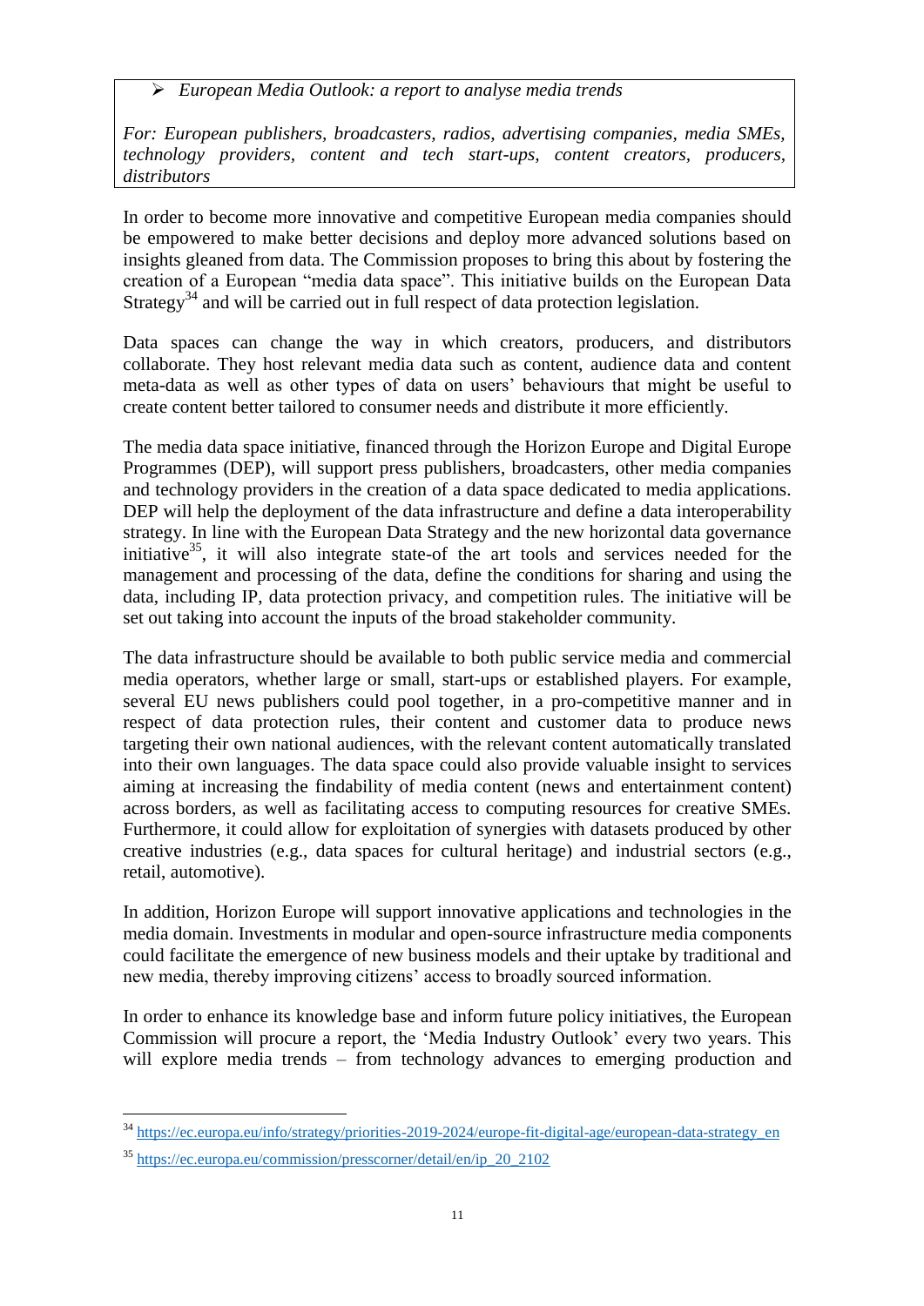> ➢ *European Media Outlook: a report to analyse media trends*
>
> *For: European publishers, broadcasters, radios, advertising companies, media SMEs, technology providers, content and tech start-ups, content creators, producers, distributors*

In order to become more innovative and competitive European media companies should be empowered to make better decisions and deploy more advanced solutions based on insights gleaned from data. The Commission proposes to bring this about by fostering the creation of a European "media data space". This initiative builds on the European Data Strategy[34] and will be carried out in full respect of data protection legislation.

Data spaces can change the way in which creators, producers, and distributors collaborate. They host relevant media data such as content, audience data and content meta-data as well as other types of data on users' behaviours that might be useful to create content better tailored to consumer needs and distribute it more efficiently.

The media data space initiative, financed through the Horizon Europe and Digital Europe Programmes (DEP), will support press publishers, broadcasters, other media companies and technology providers in the creation of a data space dedicated to media applications. DEP will help the deployment of the data infrastructure and define a data interoperability strategy. In line with the European Data Strategy and the new horizontal data governance initiative[35], it will also integrate state-of the art tools and services needed for the management and processing of the data, define the conditions for sharing and using the data, including IP, data protection privacy, and competition rules. The initiative will be set out taking into account the inputs of the broad stakeholder community.

The data infrastructure should be available to both public service media and commercial media operators, whether large or small, start-ups or established players. For example, several EU news publishers could pool together, in a pro-competitive manner and in respect of data protection rules, their content and customer data to produce news targeting their own national audiences, with the relevant content automatically translated into their own languages. The data space could also provide valuable insight to services aiming at increasing the findability of media content (news and entertainment content) across borders, as well as facilitating access to computing resources for creative SMEs. Furthermore, it could allow for exploitation of synergies with datasets produced by other creative industries (e.g., data spaces for cultural heritage) and industrial sectors (e.g., retail, automotive).

In addition, Horizon Europe will support innovative applications and technologies in the media domain. Investments in modular and open-source infrastructure media components could facilitate the emergence of new business models and their uptake by traditional and new media, thereby improving citizens' access to broadly sourced information.

In order to enhance its knowledge base and inform future policy initiatives, the European Commission will procure a report, the 'Media Industry Outlook' every two years. This will explore media trends – from technology advances to emerging production and

---

[34] https://ec.europa.eu/info/strategy/priorities-2019-2024/europe-fit-digital-age/european-data-strategy_en

[35] https://ec.europa.eu/commission/presscorner/detail/en/ip_20_2102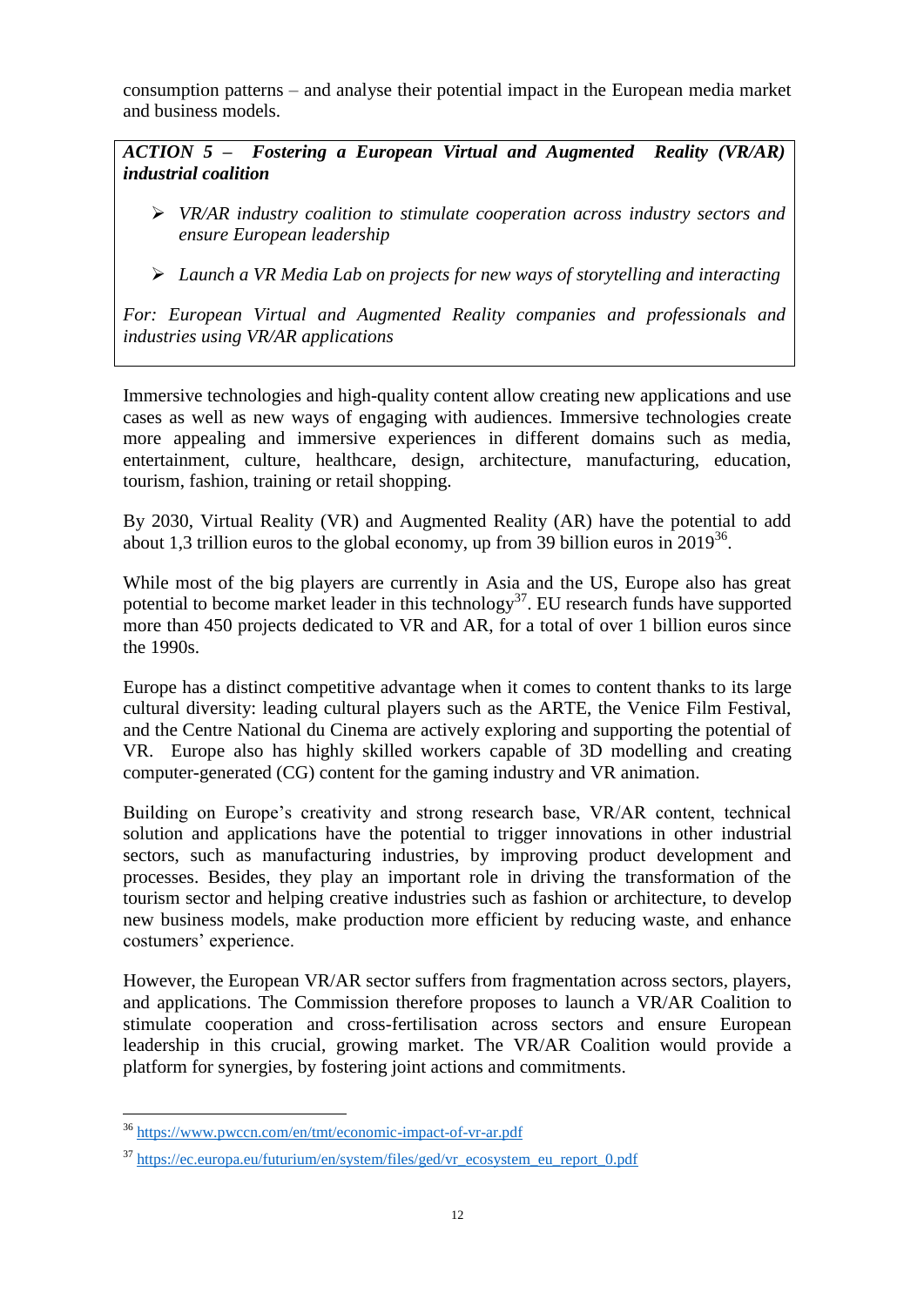consumption patterns – and analyse their potential impact in the European media market and business models.

***ACTION 5 – Fostering a European Virtual and Augmented Reality (VR/AR) industrial coalition***

- *VR/AR industry coalition to stimulate cooperation across industry sectors and ensure European leadership*
- *Launch a VR Media Lab on projects for new ways of storytelling and interacting*

*For: European Virtual and Augmented Reality companies and professionals and industries using VR/AR applications*

Immersive technologies and high-quality content allow creating new applications and use cases as well as new ways of engaging with audiences. Immersive technologies create more appealing and immersive experiences in different domains such as media, entertainment, culture, healthcare, design, architecture, manufacturing, education, tourism, fashion, training or retail shopping.

By 2030, Virtual Reality (VR) and Augmented Reality (AR) have the potential to add about 1,3 trillion euros to the global economy, up from 39 billion euros in 2019[36].

While most of the big players are currently in Asia and the US, Europe also has great potential to become market leader in this technology[37]. EU research funds have supported more than 450 projects dedicated to VR and AR, for a total of over 1 billion euros since the 1990s.

Europe has a distinct competitive advantage when it comes to content thanks to its large cultural diversity: leading cultural players such as the ARTE, the Venice Film Festival, and the Centre National du Cinema are actively exploring and supporting the potential of VR. Europe also has highly skilled workers capable of 3D modelling and creating computer-generated (CG) content for the gaming industry and VR animation.

Building on Europe's creativity and strong research base, VR/AR content, technical solution and applications have the potential to trigger innovations in other industrial sectors, such as manufacturing industries, by improving product development and processes. Besides, they play an important role in driving the transformation of the tourism sector and helping creative industries such as fashion or architecture, to develop new business models, make production more efficient by reducing waste, and enhance costumers' experience.

However, the European VR/AR sector suffers from fragmentation across sectors, players, and applications. The Commission therefore proposes to launch a VR/AR Coalition to stimulate cooperation and cross-fertilisation across sectors and ensure European leadership in this crucial, growing market. The VR/AR Coalition would provide a platform for synergies, by fostering joint actions and commitments.

---

[36] https://www.pwccn.com/en/tmt/economic-impact-of-vr-ar.pdf

[37] https://ec.europa.eu/futurium/en/system/files/ged/vr_ecosystem_eu_report_0.pdf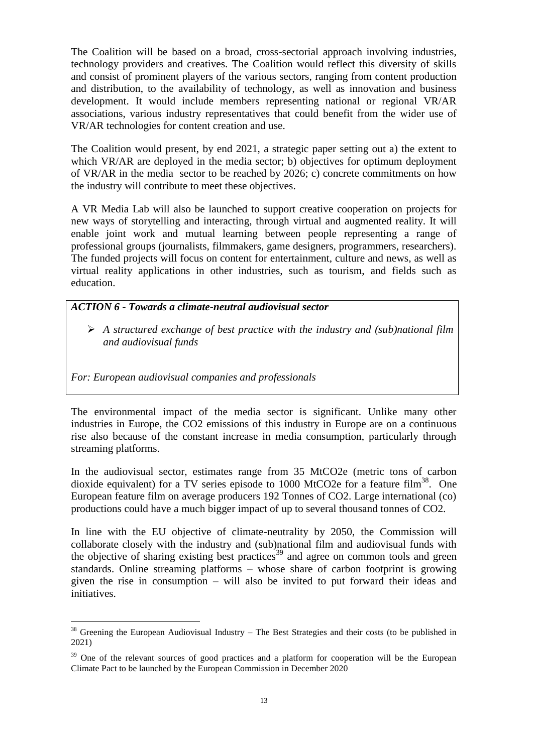The Coalition will be based on a broad, cross-sectorial approach involving industries, technology providers and creatives. The Coalition would reflect this diversity of skills and consist of prominent players of the various sectors, ranging from content production and distribution, to the availability of technology, as well as innovation and business development. It would include members representing national or regional VR/AR associations, various industry representatives that could benefit from the wider use of VR/AR technologies for content creation and use.

The Coalition would present, by end 2021, a strategic paper setting out a) the extent to which VR/AR are deployed in the media sector; b) objectives for optimum deployment of VR/AR in the media sector to be reached by 2026; c) concrete commitments on how the industry will contribute to meet these objectives.

A VR Media Lab will also be launched to support creative cooperation on projects for new ways of storytelling and interacting, through virtual and augmented reality. It will enable joint work and mutual learning between people representing a range of professional groups (journalists, filmmakers, game designers, programmers, researchers). The funded projects will focus on content for entertainment, culture and news, as well as virtual reality applications in other industries, such as tourism, and fields such as education.

***ACTION 6 - Towards a climate-neutral audiovisual sector***

- *A structured exchange of best practice with the industry and (sub)national film and audiovisual funds*

*For: European audiovisual companies and professionals*

The environmental impact of the media sector is significant. Unlike many other industries in Europe, the CO2 emissions of this industry in Europe are on a continuous rise also because of the constant increase in media consumption, particularly through streaming platforms.

In the audiovisual sector, estimates range from 35 MtCO2e (metric tons of carbon dioxide equivalent) for a TV series episode to 1000 MtCO2e for a feature film[38]. One European feature film on average producers 192 Tonnes of CO2. Large international (co) productions could have a much bigger impact of up to several thousand tonnes of CO2.

In line with the EU objective of climate-neutrality by 2050, the Commission will collaborate closely with the industry and (sub)national film and audiovisual funds with the objective of sharing existing best practices[39] and agree on common tools and green standards. Online streaming platforms – whose share of carbon footprint is growing given the rise in consumption – will also be invited to put forward their ideas and initiatives.

---

[38] Greening the European Audiovisual Industry – The Best Strategies and their costs (to be published in 2021)

[39] One of the relevant sources of good practices and a platform for cooperation will be the European Climate Pact to be launched by the European Commission in December 2020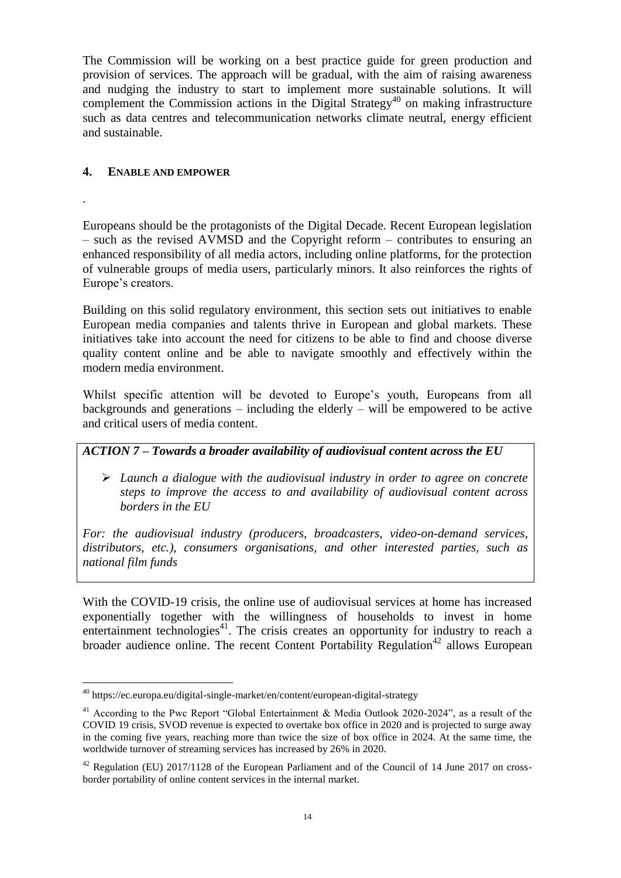The Commission will be working on a best practice guide for green production and provision of services. The approach will be gradual, with the aim of raising awareness and nudging the industry to start to implement more sustainable solutions. It will complement the Commission actions in the Digital Strategy[40] on making infrastructure such as data centres and telecommunication networks climate neutral, energy efficient and sustainable.

## 4. ENABLE AND EMPOWER

.

Europeans should be the protagonists of the Digital Decade. Recent European legislation – such as the revised AVMSD and the Copyright reform – contributes to ensuring an enhanced responsibility of all media actors, including online platforms, for the protection of vulnerable groups of media users, particularly minors. It also reinforces the rights of Europe's creators.

Building on this solid regulatory environment, this section sets out initiatives to enable European media companies and talents thrive in European and global markets. These initiatives take into account the need for citizens to be able to find and choose diverse quality content online and be able to navigate smoothly and effectively within the modern media environment.

Whilst specific attention will be devoted to Europe's youth, Europeans from all backgrounds and generations – including the elderly – will be empowered to be active and critical users of media content.

***ACTION 7 – Towards a broader availability of audiovisual content across the EU***

- *Launch a dialogue with the audiovisual industry in order to agree on concrete steps to improve the access to and availability of audiovisual content across borders in the EU*

*For: the audiovisual industry (producers, broadcasters, video-on-demand services, distributors, etc.), consumers organisations, and other interested parties, such as national film funds*

With the COVID-19 crisis, the online use of audiovisual services at home has increased exponentially together with the willingness of households to invest in home entertainment technologies[41]. The crisis creates an opportunity for industry to reach a broader audience online. The recent Content Portability Regulation[42] allows European

---

[40] https://ec.europa.eu/digital-single-market/en/content/european-digital-strategy

[41] According to the Pwc Report "Global Entertainment & Media Outlook 2020-2024", as a result of the COVID 19 crisis, SVOD revenue is expected to overtake box office in 2020 and is projected to surge away in the coming five years, reaching more than twice the size of box office in 2024. At the same time, the worldwide turnover of streaming services has increased by 26% in 2020.

[42] Regulation (EU) 2017/1128 of the European Parliament and of the Council of 14 June 2017 on cross-border portability of online content services in the internal market.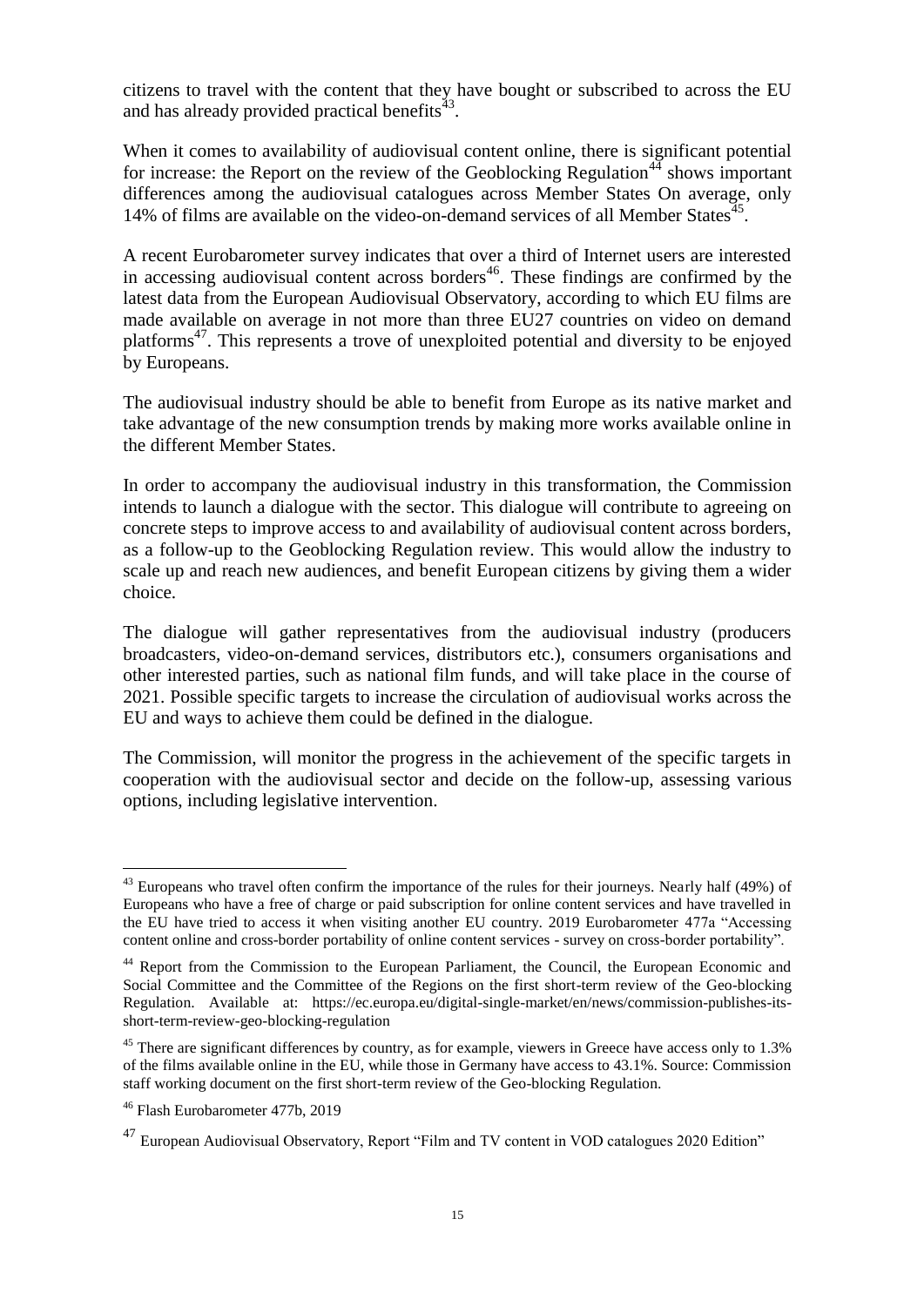citizens to travel with the content that they have bought or subscribed to across the EU and has already provided practical benefits[43].

When it comes to availability of audiovisual content online, there is significant potential for increase: the Report on the review of the Geoblocking Regulation[44] shows important differences among the audiovisual catalogues across Member States On average, only 14% of films are available on the video-on-demand services of all Member States[45].

A recent Eurobarometer survey indicates that over a third of Internet users are interested in accessing audiovisual content across borders[46]. These findings are confirmed by the latest data from the European Audiovisual Observatory, according to which EU films are made available on average in not more than three EU27 countries on video on demand platforms[47]. This represents a trove of unexploited potential and diversity to be enjoyed by Europeans.

The audiovisual industry should be able to benefit from Europe as its native market and take advantage of the new consumption trends by making more works available online in the different Member States.

In order to accompany the audiovisual industry in this transformation, the Commission intends to launch a dialogue with the sector. This dialogue will contribute to agreeing on concrete steps to improve access to and availability of audiovisual content across borders, as a follow-up to the Geoblocking Regulation review. This would allow the industry to scale up and reach new audiences, and benefit European citizens by giving them a wider choice.

The dialogue will gather representatives from the audiovisual industry (producers broadcasters, video-on-demand services, distributors etc.), consumers organisations and other interested parties, such as national film funds, and will take place in the course of 2021. Possible specific targets to increase the circulation of audiovisual works across the EU and ways to achieve them could be defined in the dialogue.

The Commission, will monitor the progress in the achievement of the specific targets in cooperation with the audiovisual sector and decide on the follow-up, assessing various options, including legislative intervention.

---

[43] Europeans who travel often confirm the importance of the rules for their journeys. Nearly half (49%) of Europeans who have a free of charge or paid subscription for online content services and have travelled in the EU have tried to access it when visiting another EU country. 2019 Eurobarometer 477a "Accessing content online and cross-border portability of online content services - survey on cross-border portability".

[44] Report from the Commission to the European Parliament, the Council, the European Economic and Social Committee and the Committee of the Regions on the first short-term review of the Geo-blocking Regulation. Available at: https://ec.europa.eu/digital-single-market/en/news/commission-publishes-its-short-term-review-geo-blocking-regulation

[45] There are significant differences by country, as for example, viewers in Greece have access only to 1.3% of the films available online in the EU, while those in Germany have access to 43.1%. Source: Commission staff working document on the first short-term review of the Geo-blocking Regulation.

[46] Flash Eurobarometer 477b, 2019

[47] European Audiovisual Observatory, Report "Film and TV content in VOD catalogues 2020 Edition"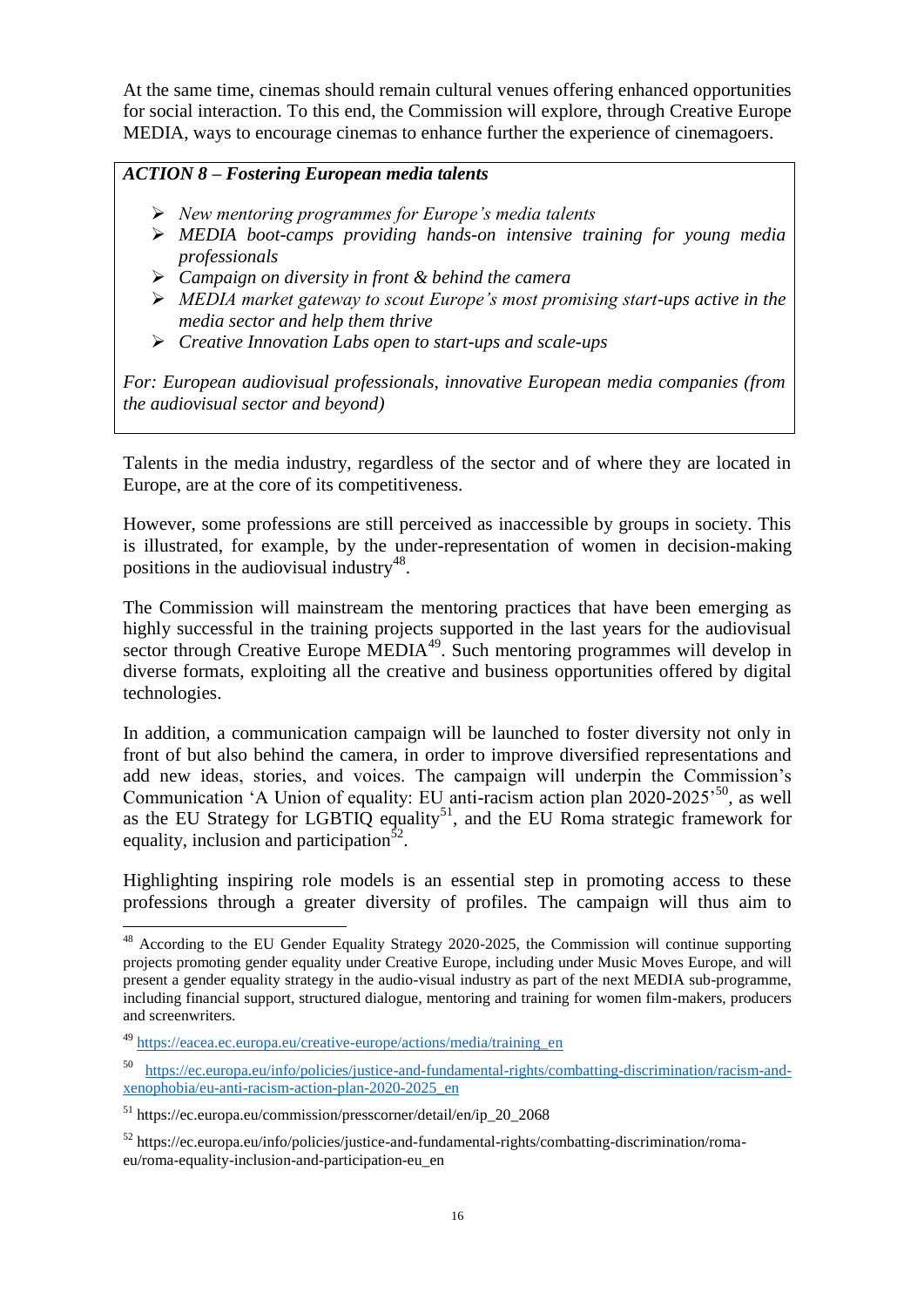At the same time, cinemas should remain cultural venues offering enhanced opportunities for social interaction. To this end, the Commission will explore, through Creative Europe MEDIA, ways to encourage cinemas to enhance further the experience of cinemagoers.

> ***ACTION 8 – Fostering European media talents***
>
> - *New mentoring programmes for Europe's media talents*
> - *MEDIA boot-camps providing hands-on intensive training for young media professionals*
> - *Campaign on diversity in front & behind the camera*
> - *MEDIA market gateway to scout Europe's most promising start-ups active in the media sector and help them thrive*
> - *Creative Innovation Labs open to start-ups and scale-ups*
>
> *For: European audiovisual professionals, innovative European media companies (from the audiovisual sector and beyond)*

Talents in the media industry, regardless of the sector and of where they are located in Europe, are at the core of its competitiveness.

However, some professions are still perceived as inaccessible by groups in society. This is illustrated, for example, by the under-representation of women in decision-making positions in the audiovisual industry[48].

The Commission will mainstream the mentoring practices that have been emerging as highly successful in the training projects supported in the last years for the audiovisual sector through Creative Europe MEDIA[49]. Such mentoring programmes will develop in diverse formats, exploiting all the creative and business opportunities offered by digital technologies.

In addition, a communication campaign will be launched to foster diversity not only in front of but also behind the camera, in order to improve diversified representations and add new ideas, stories, and voices. The campaign will underpin the Commission's Communication 'A Union of equality: EU anti-racism action plan 2020-2025'[50], as well as the EU Strategy for LGBTIQ equality[51], and the EU Roma strategic framework for equality, inclusion and participation[52].

Highlighting inspiring role models is an essential step in promoting access to these professions through a greater diversity of profiles. The campaign will thus aim to

---

[48] According to the EU Gender Equality Strategy 2020-2025, the Commission will continue supporting projects promoting gender equality under Creative Europe, including under Music Moves Europe, and will present a gender equality strategy in the audio-visual industry as part of the next MEDIA sub-programme, including financial support, structured dialogue, mentoring and training for women film-makers, producers and screenwriters.

[49] https://eacea.ec.europa.eu/creative-europe/actions/media/training_en

[50] https://ec.europa.eu/info/policies/justice-and-fundamental-rights/combatting-discrimination/racism-and-xenophobia/eu-anti-racism-action-plan-2020-2025_en

[51] https://ec.europa.eu/commission/presscorner/detail/en/ip_20_2068

[52] https://ec.europa.eu/info/policies/justice-and-fundamental-rights/combatting-discrimination/roma-eu/roma-equality-inclusion-and-participation-eu_en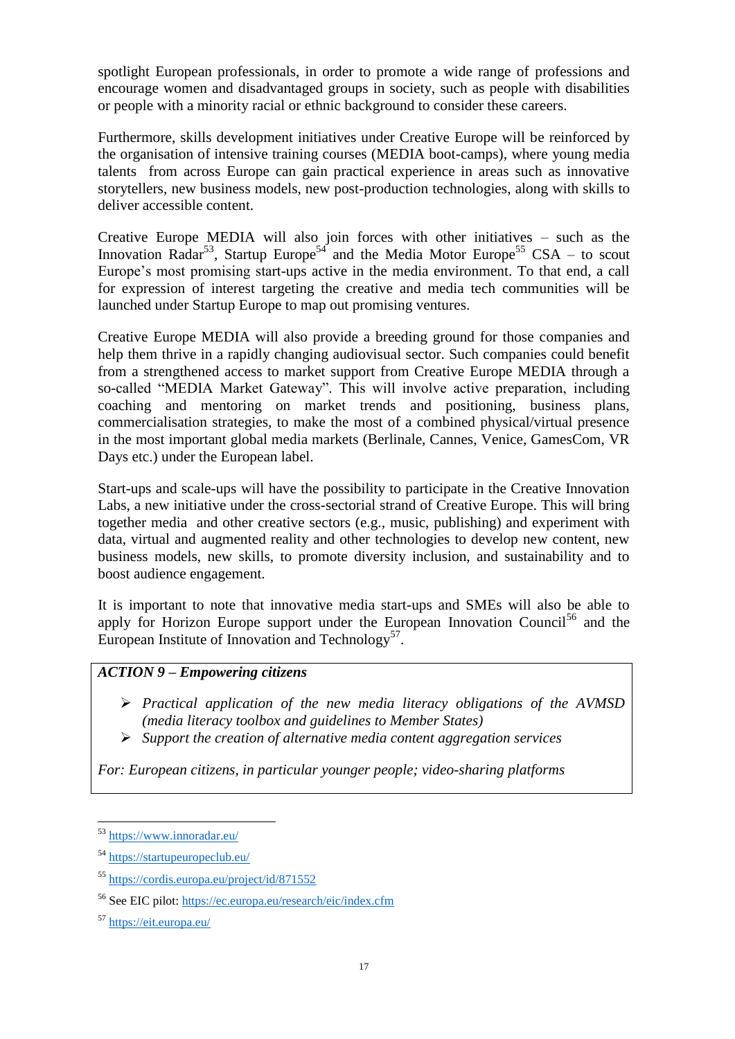spotlight European professionals, in order to promote a wide range of professions and encourage women and disadvantaged groups in society, such as people with disabilities or people with a minority racial or ethnic background to consider these careers.

Furthermore, skills development initiatives under Creative Europe will be reinforced by the organisation of intensive training courses (MEDIA boot-camps), where young media talents from across Europe can gain practical experience in areas such as innovative storytellers, new business models, new post-production technologies, along with skills to deliver accessible content.

Creative Europe MEDIA will also join forces with other initiatives – such as the Innovation Radar[53], Startup Europe[54] and the Media Motor Europe[55] CSA – to scout Europe's most promising start-ups active in the media environment. To that end, a call for expression of interest targeting the creative and media tech communities will be launched under Startup Europe to map out promising ventures.

Creative Europe MEDIA will also provide a breeding ground for those companies and help them thrive in a rapidly changing audiovisual sector. Such companies could benefit from a strengthened access to market support from Creative Europe MEDIA through a so-called "MEDIA Market Gateway". This will involve active preparation, including coaching and mentoring on market trends and positioning, business plans, commercialisation strategies, to make the most of a combined physical/virtual presence in the most important global media markets (Berlinale, Cannes, Venice, GamesCom, VR Days etc.) under the European label.

Start-ups and scale-ups will have the possibility to participate in the Creative Innovation Labs, a new initiative under the cross-sectorial strand of Creative Europe. This will bring together media and other creative sectors (e.g., music, publishing) and experiment with data, virtual and augmented reality and other technologies to develop new content, new business models, new skills, to promote diversity inclusion, and sustainability and to boost audience engagement.

It is important to note that innovative media start-ups and SMEs will also be able to apply for Horizon Europe support under the European Innovation Council[56] and the European Institute of Innovation and Technology[57].

***ACTION 9 – Empowering citizens***

- *Practical application of the new media literacy obligations of the AVMSD (media literacy toolbox and guidelines to Member States)*
- *Support the creation of alternative media content aggregation services*

*For: European citizens, in particular younger people; video-sharing platforms*

---

[53] https://www.innoradar.eu/

[54] https://startupeuropeclub.eu/

[55] https://cordis.europa.eu/project/id/871552

[56] See EIC pilot: https://ec.europa.eu/research/eic/index.cfm

[57] https://eit.europa.eu/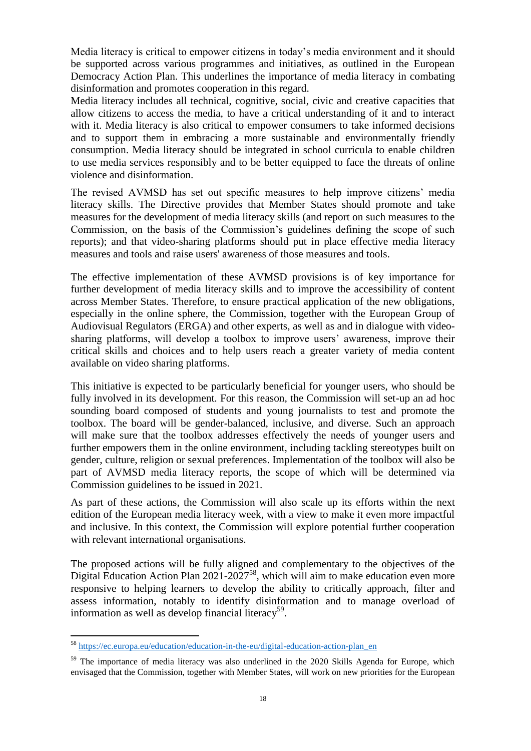Media literacy is critical to empower citizens in today's media environment and it should be supported across various programmes and initiatives, as outlined in the European Democracy Action Plan. This underlines the importance of media literacy in combating disinformation and promotes cooperation in this regard.

Media literacy includes all technical, cognitive, social, civic and creative capacities that allow citizens to access the media, to have a critical understanding of it and to interact with it. Media literacy is also critical to empower consumers to take informed decisions and to support them in embracing a more sustainable and environmentally friendly consumption. Media literacy should be integrated in school curricula to enable children to use media services responsibly and to be better equipped to face the threats of online violence and disinformation.

The revised AVMSD has set out specific measures to help improve citizens' media literacy skills. The Directive provides that Member States should promote and take measures for the development of media literacy skills (and report on such measures to the Commission, on the basis of the Commission's guidelines defining the scope of such reports); and that video-sharing platforms should put in place effective media literacy measures and tools and raise users' awareness of those measures and tools.

The effective implementation of these AVMSD provisions is of key importance for further development of media literacy skills and to improve the accessibility of content across Member States. Therefore, to ensure practical application of the new obligations, especially in the online sphere, the Commission, together with the European Group of Audiovisual Regulators (ERGA) and other experts, as well as and in dialogue with video-sharing platforms, will develop a toolbox to improve users' awareness, improve their critical skills and choices and to help users reach a greater variety of media content available on video sharing platforms.

This initiative is expected to be particularly beneficial for younger users, who should be fully involved in its development. For this reason, the Commission will set-up an ad hoc sounding board composed of students and young journalists to test and promote the toolbox. The board will be gender-balanced, inclusive, and diverse. Such an approach will make sure that the toolbox addresses effectively the needs of younger users and further empowers them in the online environment, including tackling stereotypes built on gender, culture, religion or sexual preferences. Implementation of the toolbox will also be part of AVMSD media literacy reports, the scope of which will be determined via Commission guidelines to be issued in 2021.

As part of these actions, the Commission will also scale up its efforts within the next edition of the European media literacy week, with a view to make it even more impactful and inclusive. In this context, the Commission will explore potential further cooperation with relevant international organisations.

The proposed actions will be fully aligned and complementary to the objectives of the Digital Education Action Plan 2021-2027[58], which will aim to make education even more responsive to helping learners to develop the ability to critically approach, filter and assess information, notably to identify disinformation and to manage overload of information as well as develop financial literacy[59].

---

[58] https://ec.europa.eu/education/education-in-the-eu/digital-education-action-plan_en

[59] The importance of media literacy was also underlined in the 2020 Skills Agenda for Europe, which envisaged that the Commission, together with Member States, will work on new priorities for the European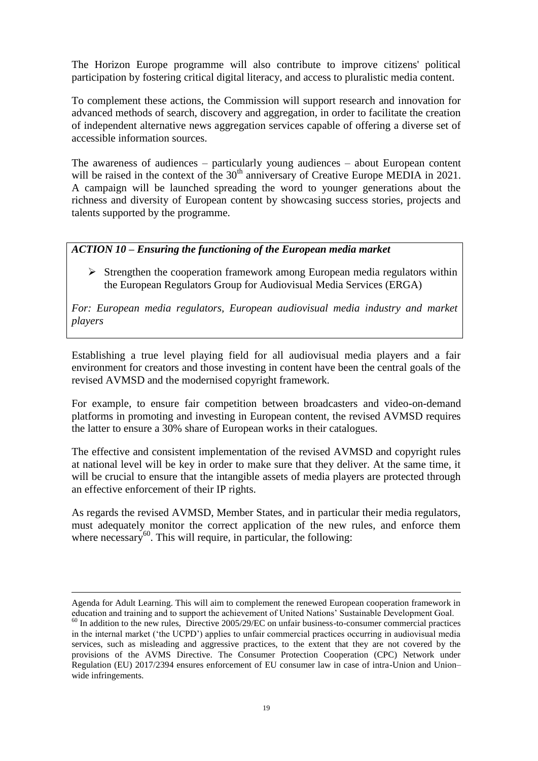The Horizon Europe programme will also contribute to improve citizens' political participation by fostering critical digital literacy, and access to pluralistic media content.

To complement these actions, the Commission will support research and innovation for advanced methods of search, discovery and aggregation, in order to facilitate the creation of independent alternative news aggregation services capable of offering a diverse set of accessible information sources.

The awareness of audiences – particularly young audiences – about European content will be raised in the context of the 30th anniversary of Creative Europe MEDIA in 2021. A campaign will be launched spreading the word to younger generations about the richness and diversity of European content by showcasing success stories, projects and talents supported by the programme.

***ACTION 10 – Ensuring the functioning of the European media market***

- Strengthen the cooperation framework among European media regulators within the European Regulators Group for Audiovisual Media Services (ERGA)

*For: European media regulators, European audiovisual media industry and market players*

Establishing a true level playing field for all audiovisual media players and a fair environment for creators and those investing in content have been the central goals of the revised AVMSD and the modernised copyright framework.

For example, to ensure fair competition between broadcasters and video-on-demand platforms in promoting and investing in European content, the revised AVMSD requires the latter to ensure a 30% share of European works in their catalogues.

The effective and consistent implementation of the revised AVMSD and copyright rules at national level will be key in order to make sure that they deliver. At the same time, it will be crucial to ensure that the intangible assets of media players are protected through an effective enforcement of their IP rights.

As regards the revised AVMSD, Member States, and in particular their media regulators, must adequately monitor the correct application of the new rules, and enforce them where necessary[60]. This will require, in particular, the following:

---

Agenda for Adult Learning. This will aim to complement the renewed European cooperation framework in education and training and to support the achievement of United Nations' Sustainable Development Goal.

[60] In addition to the new rules, Directive 2005/29/EC on unfair business-to-consumer commercial practices in the internal market ('the UCPD') applies to unfair commercial practices occurring in audiovisual media services, such as misleading and aggressive practices, to the extent that they are not covered by the provisions of the AVMS Directive. The Consumer Protection Cooperation (CPC) Network under Regulation (EU) 2017/2394 ensures enforcement of EU consumer law in case of intra-Union and Union–wide infringements.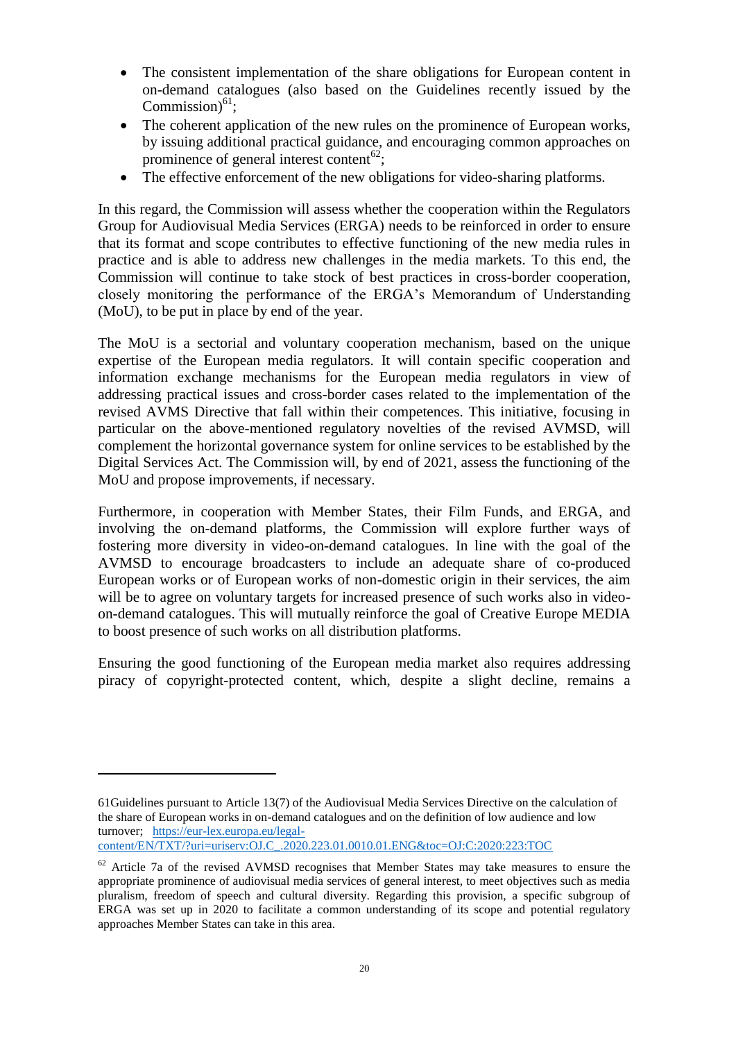- The consistent implementation of the share obligations for European content in on-demand catalogues (also based on the Guidelines recently issued by the Commission)[61];
- The coherent application of the new rules on the prominence of European works, by issuing additional practical guidance, and encouraging common approaches on prominence of general interest content[62];
- The effective enforcement of the new obligations for video-sharing platforms.

In this regard, the Commission will assess whether the cooperation within the Regulators Group for Audiovisual Media Services (ERGA) needs to be reinforced in order to ensure that its format and scope contributes to effective functioning of the new media rules in practice and is able to address new challenges in the media markets. To this end, the Commission will continue to take stock of best practices in cross-border cooperation, closely monitoring the performance of the ERGA's Memorandum of Understanding (MoU), to be put in place by end of the year.

The MoU is a sectorial and voluntary cooperation mechanism, based on the unique expertise of the European media regulators. It will contain specific cooperation and information exchange mechanisms for the European media regulators in view of addressing practical issues and cross-border cases related to the implementation of the revised AVMS Directive that fall within their competences. This initiative, focusing in particular on the above-mentioned regulatory novelties of the revised AVMSD, will complement the horizontal governance system for online services to be established by the Digital Services Act. The Commission will, by end of 2021, assess the functioning of the MoU and propose improvements, if necessary.

Furthermore, in cooperation with Member States, their Film Funds, and ERGA, and involving the on-demand platforms, the Commission will explore further ways of fostering more diversity in video-on-demand catalogues. In line with the goal of the AVMSD to encourage broadcasters to include an adequate share of co-produced European works or of European works of non-domestic origin in their services, the aim will be to agree on voluntary targets for increased presence of such works also in video-on-demand catalogues. This will mutually reinforce the goal of Creative Europe MEDIA to boost presence of such works on all distribution platforms.

Ensuring the good functioning of the European media market also requires addressing piracy of copyright-protected content, which, despite a slight decline, remains a

---

[61] Guidelines pursuant to Article 13(7) of the Audiovisual Media Services Directive on the calculation of the share of European works in on-demand catalogues and on the definition of low audience and low turnover; https://eur-lex.europa.eu/legal-content/EN/TXT/?uri=uriserv:OJ.C_.2020.223.01.0010.01.ENG&toc=OJ:C:2020:223:TOC

[62] Article 7a of the revised AVMSD recognises that Member States may take measures to ensure the appropriate prominence of audiovisual media services of general interest, to meet objectives such as media pluralism, freedom of speech and cultural diversity. Regarding this provision, a specific subgroup of ERGA was set up in 2020 to facilitate a common understanding of its scope and potential regulatory approaches Member States can take in this area.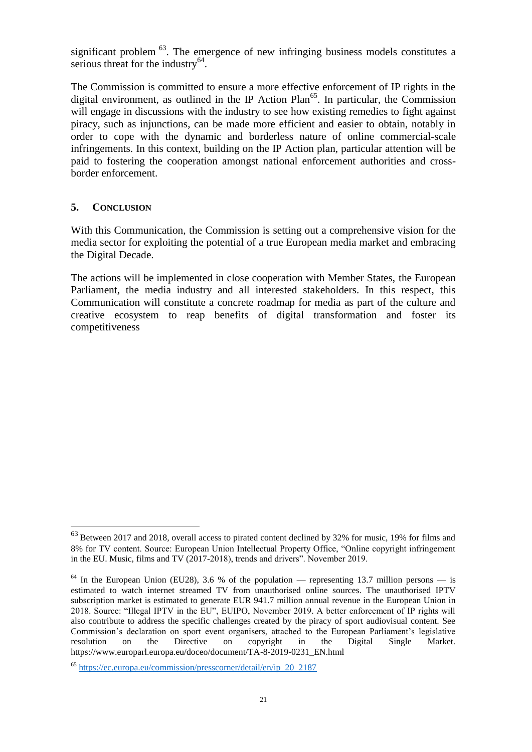significant problem [63]. The emergence of new infringing business models constitutes a serious threat for the industry[64].

The Commission is committed to ensure a more effective enforcement of IP rights in the digital environment, as outlined in the IP Action Plan[65]. In particular, the Commission will engage in discussions with the industry to see how existing remedies to fight against piracy, such as injunctions, can be made more efficient and easier to obtain, notably in order to cope with the dynamic and borderless nature of online commercial-scale infringements. In this context, building on the IP Action plan, particular attention will be paid to fostering the cooperation amongst national enforcement authorities and cross-border enforcement.

## 5. CONCLUSION

With this Communication, the Commission is setting out a comprehensive vision for the media sector for exploiting the potential of a true European media market and embracing the Digital Decade.

The actions will be implemented in close cooperation with Member States, the European Parliament, the media industry and all interested stakeholders. In this respect, this Communication will constitute a concrete roadmap for media as part of the culture and creative ecosystem to reap benefits of digital transformation and foster its competitiveness

---

[63] Between 2017 and 2018, overall access to pirated content declined by 32% for music, 19% for films and 8% for TV content. Source: European Union Intellectual Property Office, "Online copyright infringement in the EU. Music, films and TV (2017-2018), trends and drivers". November 2019.

[64] In the European Union (EU28), 3.6 % of the population — representing 13.7 million persons — is estimated to watch internet streamed TV from unauthorised online sources. The unauthorised IPTV subscription market is estimated to generate EUR 941.7 million annual revenue in the European Union in 2018. Source: "Illegal IPTV in the EU", EUIPO, November 2019. A better enforcement of IP rights will also contribute to address the specific challenges created by the piracy of sport audiovisual content. See Commission's declaration on sport event organisers, attached to the European Parliament's legislative resolution on the Directive on copyright in the Digital Single Market. https://www.europarl.europa.eu/doceo/document/TA-8-2019-0231_EN.html

[65] https://ec.europa.eu/commission/presscorner/detail/en/ip_20_2187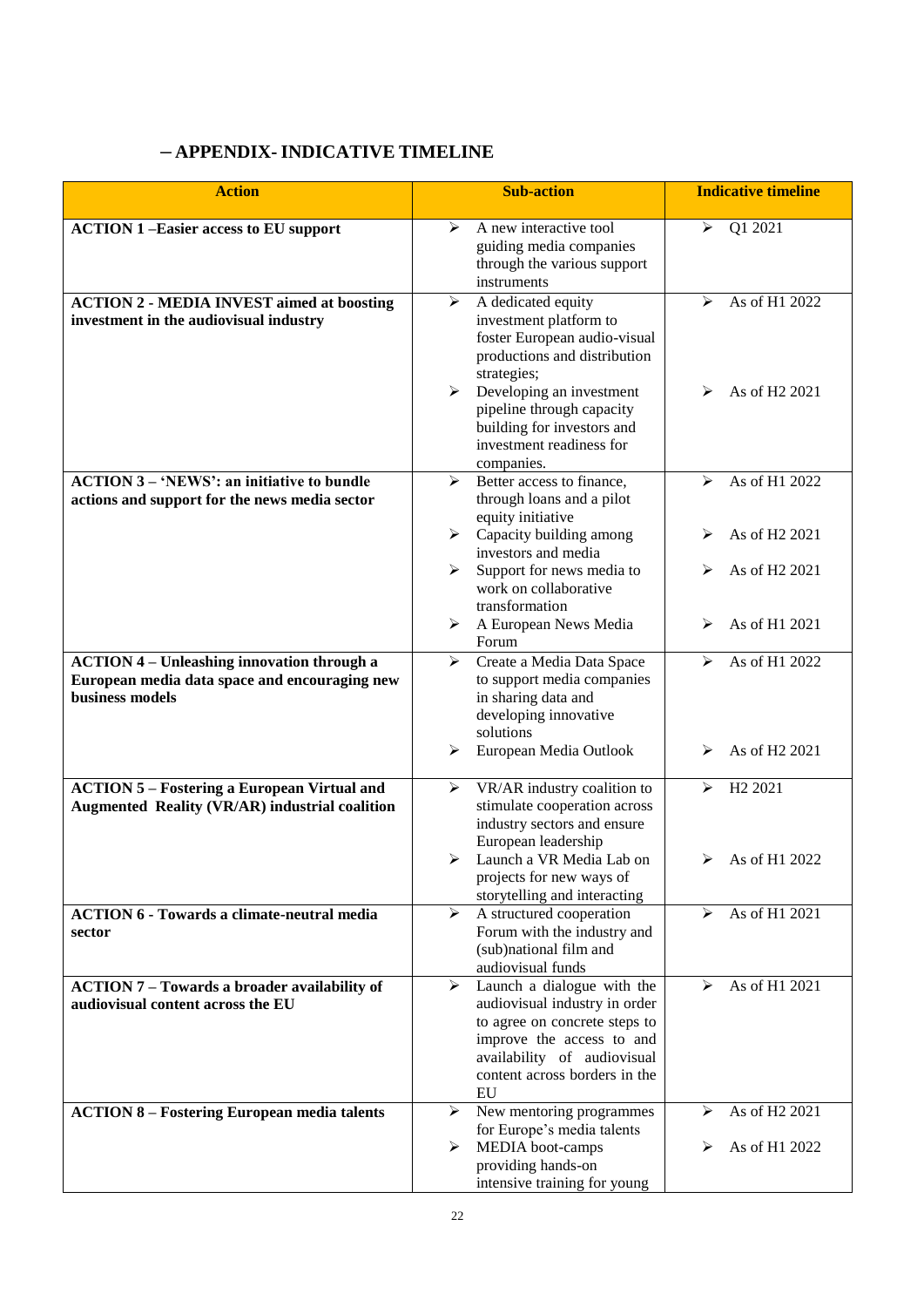## – APPENDIX- INDICATIVE TIMELINE

| Action | Sub-action | Indicative timeline |
|---|---|---|
| **ACTION 1 –Easier access to EU support** | ➢ A new interactive tool guiding media companies through the various support instruments | ➢ Q1 2021 |
| **ACTION 2 - MEDIA INVEST aimed at boosting investment in the audiovisual industry** | ➢ A dedicated equity investment platform to foster European audio-visual productions and distribution strategies;<br>➢ Developing an investment pipeline through capacity building for investors and investment readiness for companies. | ➢ As of H1 2022<br>➢ As of H2 2021 |
| **ACTION 3 – 'NEWS': an initiative to bundle actions and support for the news media sector** | ➢ Better access to finance, through loans and a pilot equity initiative<br>➢ Capacity building among investors and media<br>➢ Support for news media to work on collaborative transformation<br>➢ A European News Media Forum | ➢ As of H1 2022<br>➢ As of H2 2021<br>➢ As of H2 2021<br>➢ As of H1 2021 |
| **ACTION 4 – Unleashing innovation through a European media data space and encouraging new business models** | ➢ Create a Media Data Space to support media companies in sharing data and developing innovative solutions<br>➢ European Media Outlook | ➢ As of H1 2022<br>➢ As of H2 2021 |
| **ACTION 5 – Fostering a European Virtual and Augmented Reality (VR/AR) industrial coalition** | ➢ VR/AR industry coalition to stimulate cooperation across industry sectors and ensure European leadership<br>➢ Launch a VR Media Lab on projects for new ways of storytelling and interacting | ➢ H2 2021<br>➢ As of H1 2022 |
| **ACTION 6 - Towards a climate-neutral media sector** | ➢ A structured cooperation Forum with the industry and (sub)national film and audiovisual funds | ➢ As of H1 2021 |
| **ACTION 7 – Towards a broader availability of audiovisual content across the EU** | ➢ Launch a dialogue with the audiovisual industry in order to agree on concrete steps to improve the access to and availability of audiovisual content across borders in the EU | ➢ As of H1 2021 |
| **ACTION 8 – Fostering European media talents** | ➢ New mentoring programmes for Europe's media talents<br>➢ MEDIA boot-camps providing hands-on intensive training for young | ➢ As of H2 2021<br>➢ As of H1 2022 |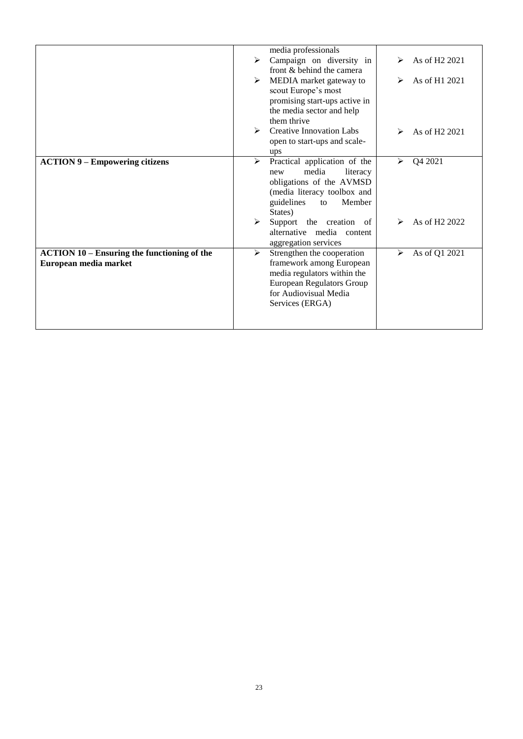| | | |
|---|---|---|
| | media professionals<br>➢ Campaign on diversity in front & behind the camera<br>➢ MEDIA market gateway to scout Europe's most promising start-ups active in the media sector and help them thrive<br>➢ Creative Innovation Labs open to start-ups and scale-ups | ➢ As of H2 2021<br>➢ As of H1 2021<br>➢ As of H2 2021 |
| **ACTION 9 – Empowering citizens** | ➢ Practical application of the new media literacy obligations of the AVMSD (media literacy toolbox and guidelines to Member States)<br>➢ Support the creation of alternative media content aggregation services | ➢ Q4 2021<br>➢ As of H2 2022 |
| **ACTION 10 – Ensuring the functioning of the European media market** | ➢ Strengthen the cooperation framework among European media regulators within the European Regulators Group for Audiovisual Media Services (ERGA) | ➢ As of Q1 2021 |